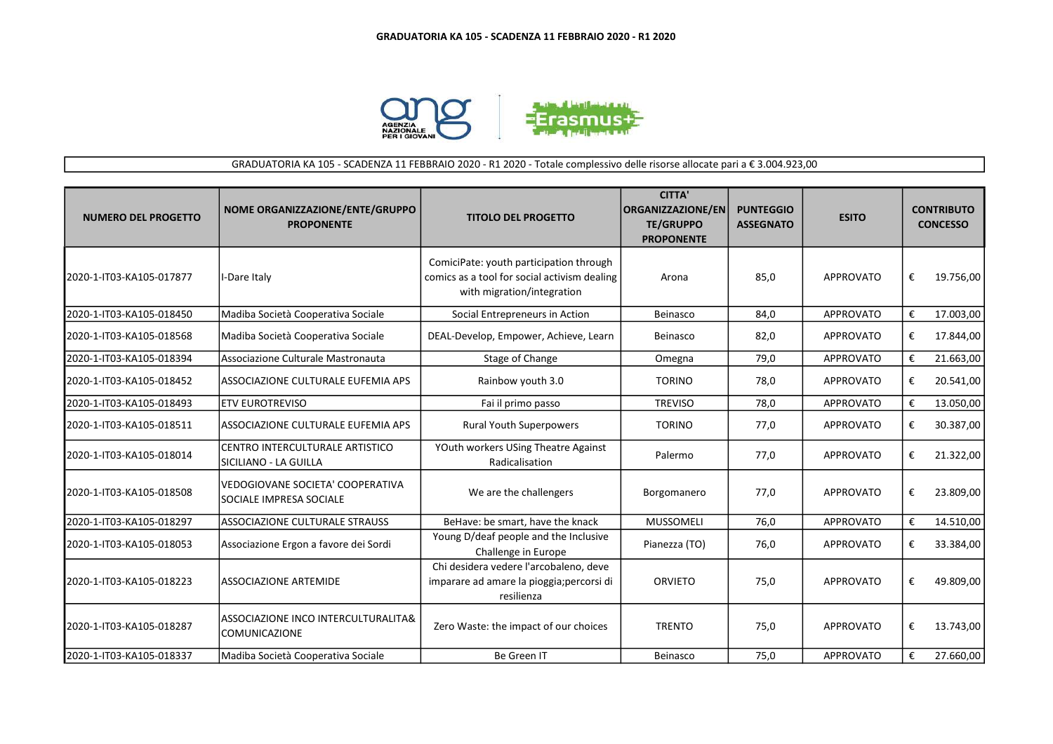# GRADUATORIA KA 105 - SCADENZA 11 FEBBRAIO 2020 - R1 2020

GRADUATORIA KA 105 - SCADENZA 11 FEBBRAIO 2020 - R1 2020 - Totale complessivo delle risorse allocate pari a € 3.004.923,00

| NUMERO DEL PROGETTO | NOME ORGANIZZAZIONE/ENTE/GRUPPO PROPONENTE | TITOLO DEL PROGETTO | CITTA' ORGANIZZAZIONE/ENTE/GRUPPO PROPONENTE | PUNTEGGIO ASSEGNATO | ESITO | CONTRIBUTO CONCESSO |
|---|---|---|---|---|---|---|
| 2020-1-IT03-KA105-017877 | I-Dare Italy | ComiciPate: youth participation through comics as a tool for social activism dealing with migration/integration | Arona | 85,0 | APPROVATO | € 19.756,00 |
| 2020-1-IT03-KA105-018450 | Madiba Società Cooperativa Sociale | Social Entrepreneurs in Action | Beinasco | 84,0 | APPROVATO | € 17.003,00 |
| 2020-1-IT03-KA105-018568 | Madiba Società Cooperativa Sociale | DEAL-Develop, Empower, Achieve, Learn | Beinasco | 82,0 | APPROVATO | € 17.844,00 |
| 2020-1-IT03-KA105-018394 | Associazione Culturale Mastronauta | Stage of Change | Omegna | 79,0 | APPROVATO | € 21.663,00 |
| 2020-1-IT03-KA105-018452 | ASSOCIAZIONE CULTURALE EUFEMIA APS | Rainbow youth 3.0 | TORINO | 78,0 | APPROVATO | € 20.541,00 |
| 2020-1-IT03-KA105-018493 | ETV EUROTREVISO | Fai il primo passo | TREVISO | 78,0 | APPROVATO | € 13.050,00 |
| 2020-1-IT03-KA105-018511 | ASSOCIAZIONE CULTURALE EUFEMIA APS | Rural Youth Superpowers | TORINO | 77,0 | APPROVATO | € 30.387,00 |
| 2020-1-IT03-KA105-018014 | CENTRO INTERCULTURALE ARTISTICO SICILIANO - LA GUILLA | YOuth workers USing Theatre Against Radicalisation | Palermo | 77,0 | APPROVATO | € 21.322,00 |
| 2020-1-IT03-KA105-018508 | VEDOGIOVANE SOCIETA' COOPERATIVA SOCIALE IMPRESA SOCIALE | We are the challengers | Borgomanero | 77,0 | APPROVATO | € 23.809,00 |
| 2020-1-IT03-KA105-018297 | ASSOCIAZIONE CULTURALE STRAUSS | BeHave: be smart, have the knack | MUSSOMELI | 76,0 | APPROVATO | € 14.510,00 |
| 2020-1-IT03-KA105-018053 | Associazione Ergon a favore dei Sordi | Young D/deaf people and the Inclusive Challenge in Europe | Pianezza (TO) | 76,0 | APPROVATO | € 33.384,00 |
| 2020-1-IT03-KA105-018223 | ASSOCIAZIONE ARTEMIDE | Chi desidera vedere l'arcobaleno, deve imparare ad amare la pioggia;percorsi di resilienza | ORVIETO | 75,0 | APPROVATO | € 49.809,00 |
| 2020-1-IT03-KA105-018287 | ASSOCIAZIONE INCO INTERCULTURALITA& COMUNICAZIONE | Zero Waste: the impact of our choices | TRENTO | 75,0 | APPROVATO | € 13.743,00 |
| 2020-1-IT03-KA105-018337 | Madiba Società Cooperativa Sociale | Be Green IT | Beinasco | 75,0 | APPROVATO | € 27.660,00 |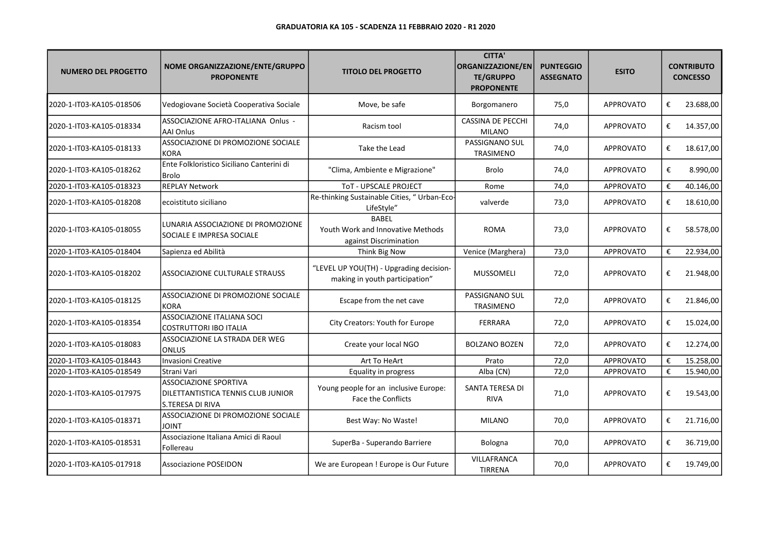**GRADUATORIA KA 105 - SCADENZA 11 FEBBRAIO 2020 - R1 2020**

| NUMERO DEL PROGETTO | NOME ORGANIZZAZIONE/ENTE/GRUPPO PROPONENTE | TITOLO DEL PROGETTO | CITTA' ORGANIZZAZIONE/ENTE/GRUPPO PROPONENTE | PUNTEGGIO ASSEGNATO | ESITO | CONTRIBUTO CONCESSO |
|---|---|---|---|---|---|---|
| 2020-1-IT03-KA105-018506 | Vedogiovane Società Cooperativa Sociale | Move, be safe | Borgomanero | 75,0 | APPROVATO | € 23.688,00 |
| 2020-1-IT03-KA105-018334 | ASSOCIAZIONE AFRO-ITALIANA Onlus - AAI Onlus | Racism tool | CASSINA DE PECCHI MILANO | 74,0 | APPROVATO | € 14.357,00 |
| 2020-1-IT03-KA105-018133 | ASSOCIAZIONE DI PROMOZIONE SOCIALE KORA | Take the Lead | PASSIGNANO SUL TRASIMENO | 74,0 | APPROVATO | € 18.617,00 |
| 2020-1-IT03-KA105-018262 | Ente Folkloristico Siciliano Canterini di Brolo | "Clima, Ambiente e Migrazione" | Brolo | 74,0 | APPROVATO | € 8.990,00 |
| 2020-1-IT03-KA105-018323 | REPLAY Network | ToT - UPSCALE PROJECT | Rome | 74,0 | APPROVATO | € 40.146,00 |
| 2020-1-IT03-KA105-018208 | ecoistituto siciliano | Re-thinking Sustainable Cities, " Urban-Eco-LifeStyle" | valverde | 73,0 | APPROVATO | € 18.610,00 |
| 2020-1-IT03-KA105-018055 | LUNARIA ASSOCIAZIONE DI PROMOZIONE SOCIALE E IMPRESA SOCIALE | BABEL Youth Work and Innovative Methods against Discrimination | ROMA | 73,0 | APPROVATO | € 58.578,00 |
| 2020-1-IT03-KA105-018404 | Sapienza ed Abilità | Think Big Now | Venice (Marghera) | 73,0 | APPROVATO | € 22.934,00 |
| 2020-1-IT03-KA105-018202 | ASSOCIAZIONE CULTURALE STRAUSS | "LEVEL UP YOU(TH) - Upgrading decision-making in youth participation" | MUSSOMELI | 72,0 | APPROVATO | € 21.948,00 |
| 2020-1-IT03-KA105-018125 | ASSOCIAZIONE DI PROMOZIONE SOCIALE KORA | Escape from the net cave | PASSIGNANO SUL TRASIMENO | 72,0 | APPROVATO | € 21.846,00 |
| 2020-1-IT03-KA105-018354 | ASSOCIAZIONE ITALIANA SOCI COSTRUTTORI IBO ITALIA | City Creators: Youth for Europe | FERRARA | 72,0 | APPROVATO | € 15.024,00 |
| 2020-1-IT03-KA105-018083 | ASSOCIAZIONE LA STRADA DER WEG ONLUS | Create your local NGO | BOLZANO BOZEN | 72,0 | APPROVATO | € 12.274,00 |
| 2020-1-IT03-KA105-018443 | Invasioni Creative | Art To HeArt | Prato | 72,0 | APPROVATO | € 15.258,00 |
| 2020-1-IT03-KA105-018549 | Strani Vari | Equality in progress | Alba (CN) | 72,0 | APPROVATO | € 15.940,00 |
| 2020-1-IT03-KA105-017975 | ASSOCIAZIONE SPORTIVA DILETTANTISTICA TENNIS CLUB JUNIOR S.TERESA DI RIVA | Young people for an inclusive Europe: Face the Conflicts | SANTA TERESA DI RIVA | 71,0 | APPROVATO | € 19.543,00 |
| 2020-1-IT03-KA105-018371 | ASSOCIAZIONE DI PROMOZIONE SOCIALE JOINT | Best Way: No Waste! | MILANO | 70,0 | APPROVATO | € 21.716,00 |
| 2020-1-IT03-KA105-018531 | Associazione Italiana Amici di Raoul Follereau | SuperBa - Superando Barriere | Bologna | 70,0 | APPROVATO | € 36.719,00 |
| 2020-1-IT03-KA105-017918 | Associazione POSEIDON | We are European ! Europe is Our Future | VILLAFRANCA TIRRENA | 70,0 | APPROVATO | € 19.749,00 |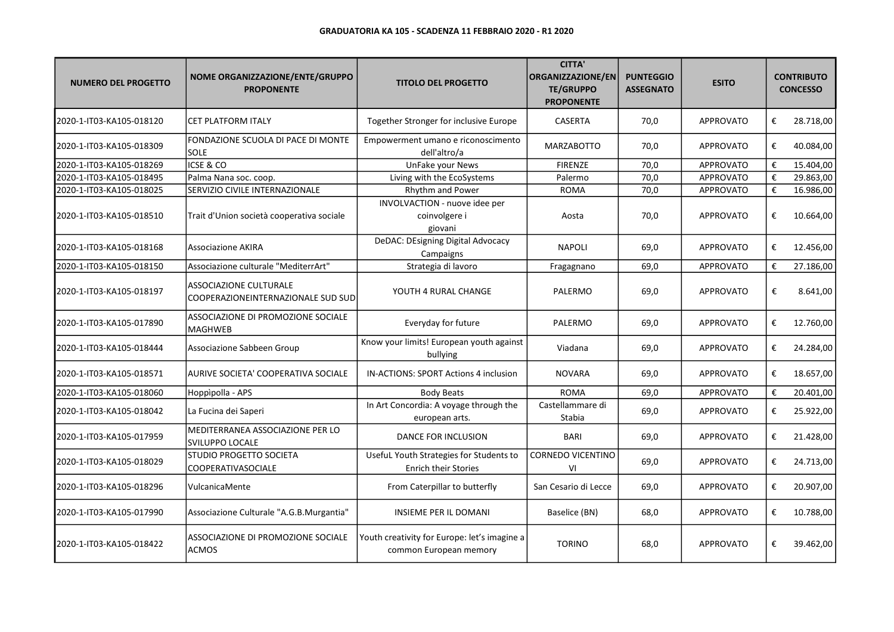**GRADUATORIA KA 105 - SCADENZA 11 FEBBRAIO 2020 - R1 2020**

| NUMERO DEL PROGETTO | NOME ORGANIZZAZIONE/ENTE/GRUPPO PROPONENTE | TITOLO DEL PROGETTO | CITTA' ORGANIZZAZIONE/ENTE/GRUPPO PROPONENTE | PUNTEGGIO ASSEGNATO | ESITO | CONTRIBUTO CONCESSO |
|---|---|---|---|---|---|---|
| 2020-1-IT03-KA105-018120 | CET PLATFORM ITALY | Together Stronger for inclusive Europe | CASERTA | 70,0 | APPROVATO | € 28.718,00 |
| 2020-1-IT03-KA105-018309 | FONDAZIONE SCUOLA DI PACE DI MONTE SOLE | Empowerment umano e riconoscimento dell'altro/a | MARZABOTTO | 70,0 | APPROVATO | € 40.084,00 |
| 2020-1-IT03-KA105-018269 | ICSE & CO | UnFake your News | FIRENZE | 70,0 | APPROVATO | € 15.404,00 |
| 2020-1-IT03-KA105-018495 | Palma Nana soc. coop. | Living with the EcoSystems | Palermo | 70,0 | APPROVATO | € 29.863,00 |
| 2020-1-IT03-KA105-018025 | SERVIZIO CIVILE INTERNAZIONALE | Rhythm and Power | ROMA | 70,0 | APPROVATO | € 16.986,00 |
| 2020-1-IT03-KA105-018510 | Trait d'Union società cooperativa sociale | INVOLVACTION - nuove idee per coinvolgere i giovani | Aosta | 70,0 | APPROVATO | € 10.664,00 |
| 2020-1-IT03-KA105-018168 | Associazione AKIRA | DeDAC: DEsigning Digital Advocacy Campaigns | NAPOLI | 69,0 | APPROVATO | € 12.456,00 |
| 2020-1-IT03-KA105-018150 | Associazione culturale "MediterrArt" | Strategia di lavoro | Fragagnano | 69,0 | APPROVATO | € 27.186,00 |
| 2020-1-IT03-KA105-018197 | ASSOCIAZIONE CULTURALE COOPERAZIONEINTERNAZIONALE SUD SUD | YOUTH 4 RURAL CHANGE | PALERMO | 69,0 | APPROVATO | € 8.641,00 |
| 2020-1-IT03-KA105-017890 | ASSOCIAZIONE DI PROMOZIONE SOCIALE MAGHWEB | Everyday for future | PALERMO | 69,0 | APPROVATO | € 12.760,00 |
| 2020-1-IT03-KA105-018444 | Associazione Sabbeen Group | Know your limits! European youth against bullying | Viadana | 69,0 | APPROVATO | € 24.284,00 |
| 2020-1-IT03-KA105-018571 | AURIVE SOCIETA' COOPERATIVA SOCIALE | IN-ACTIONS: SPORT Actions 4 inclusion | NOVARA | 69,0 | APPROVATO | € 18.657,00 |
| 2020-1-IT03-KA105-018060 | Hoppìpolla - APS | Body Beats | ROMA | 69,0 | APPROVATO | € 20.401,00 |
| 2020-1-IT03-KA105-018042 | La Fucina dei Saperi | In Art Concordia: A voyage through the european arts. | Castellammare di Stabia | 69,0 | APPROVATO | € 25.922,00 |
| 2020-1-IT03-KA105-017959 | MEDITERRANEA ASSOCIAZIONE PER LO SVILUPPO LOCALE | DANCE FOR INCLUSION | BARI | 69,0 | APPROVATO | € 21.428,00 |
| 2020-1-IT03-KA105-018029 | STUDIO PROGETTO SOCIETA COOPERATIVASOCIALE | UsefuL Youth Strategies for Students to Enrich their Stories | CORNEDO VICENTINO VI | 69,0 | APPROVATO | € 24.713,00 |
| 2020-1-IT03-KA105-018296 | VulcanicaMente | From Caterpillar to butterfly | San Cesario di Lecce | 69,0 | APPROVATO | € 20.907,00 |
| 2020-1-IT03-KA105-017990 | Associazione Culturale "A.G.B.Murgantia" | INSIEME PER IL DOMANI | Baselice (BN) | 68,0 | APPROVATO | € 10.788,00 |
| 2020-1-IT03-KA105-018422 | ASSOCIAZIONE DI PROMOZIONE SOCIALE ACMOS | Youth creativity for Europe: let's imagine a common European memory | TORINO | 68,0 | APPROVATO | € 39.462,00 |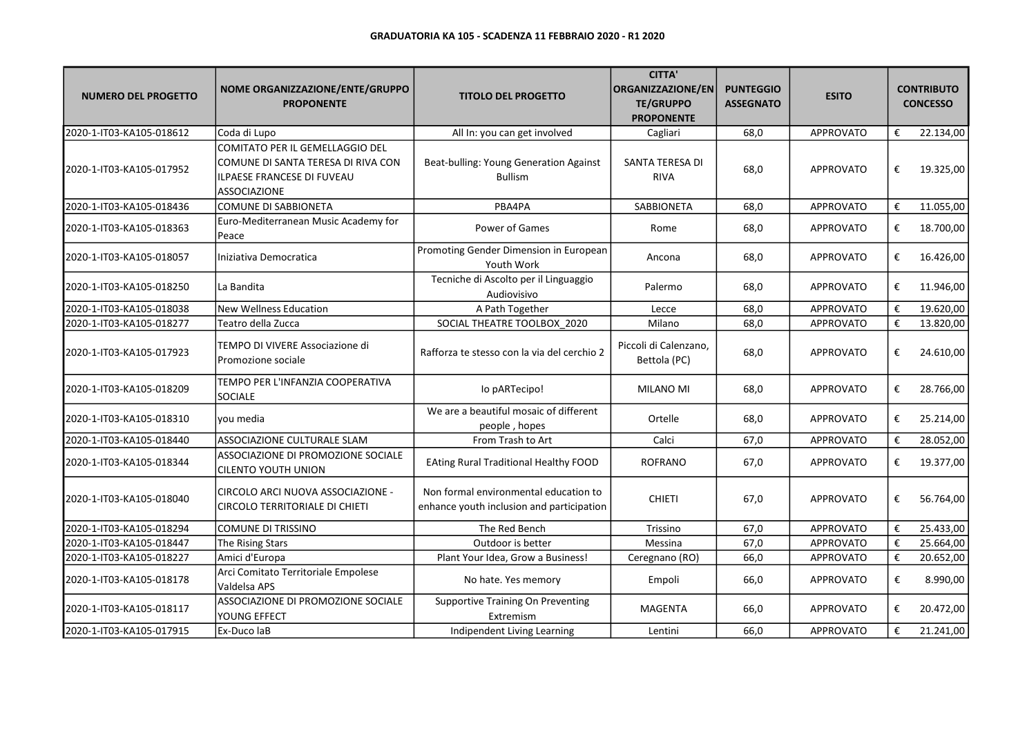**GRADUATORIA KA 105 - SCADENZA 11 FEBBRAIO 2020 - R1 2020**

| NUMERO DEL PROGETTO | NOME ORGANIZZAZIONE/ENTE/GRUPPO PROPONENTE | TITOLO DEL PROGETTO | CITTA' ORGANIZZAZIONE/ENTE/GRUPPO PROPONENTE | PUNTEGGIO ASSEGNATO | ESITO | CONTRIBUTO CONCESSO |
|---|---|---|---|---|---|---|
| 2020-1-IT03-KA105-018612 | Coda di Lupo | All In: you can get involved | Cagliari | 68,0 | APPROVATO | € 22.134,00 |
| 2020-1-IT03-KA105-017952 | COMITATO PER IL GEMELLAGGIO DEL COMUNE DI SANTA TERESA DI RIVA CON ILPAESE FRANCESE DI FUVEAU ASSOCIAZIONE | Beat-bulling: Young Generation Against Bullism | SANTA TERESA DI RIVA | 68,0 | APPROVATO | € 19.325,00 |
| 2020-1-IT03-KA105-018436 | COMUNE DI SABBIONETA | PBA4PA | SABBIONETA | 68,0 | APPROVATO | € 11.055,00 |
| 2020-1-IT03-KA105-018363 | Euro-Mediterranean Music Academy for Peace | Power of Games | Rome | 68,0 | APPROVATO | € 18.700,00 |
| 2020-1-IT03-KA105-018057 | Iniziativa Democratica | Promoting Gender Dimension in European Youth Work | Ancona | 68,0 | APPROVATO | € 16.426,00 |
| 2020-1-IT03-KA105-018250 | La Bandita | Tecniche di Ascolto per il Linguaggio Audiovisivo | Palermo | 68,0 | APPROVATO | € 11.946,00 |
| 2020-1-IT03-KA105-018038 | New Wellness Education | A Path Together | Lecce | 68,0 | APPROVATO | € 19.620,00 |
| 2020-1-IT03-KA105-018277 | Teatro della Zucca | SOCIAL THEATRE TOOLBOX_2020 | Milano | 68,0 | APPROVATO | € 13.820,00 |
| 2020-1-IT03-KA105-017923 | TEMPO DI VIVERE Associazione di Promozione sociale | Rafforza te stesso con la via del cerchio 2 | Piccoli di Calenzano, Bettola (PC) | 68,0 | APPROVATO | € 24.610,00 |
| 2020-1-IT03-KA105-018209 | TEMPO PER L'INFANZIA COOPERATIVA SOCIALE | Io pARTecipo! | MILANO MI | 68,0 | APPROVATO | € 28.766,00 |
| 2020-1-IT03-KA105-018310 | you media | We are a beautiful mosaic of different people , hopes | Ortelle | 68,0 | APPROVATO | € 25.214,00 |
| 2020-1-IT03-KA105-018440 | ASSOCIAZIONE CULTURALE SLAM | From Trash to Art | Calci | 67,0 | APPROVATO | € 28.052,00 |
| 2020-1-IT03-KA105-018344 | ASSOCIAZIONE DI PROMOZIONE SOCIALE CILENTO YOUTH UNION | EAting Rural Traditional Healthy FOOD | ROFRANO | 67,0 | APPROVATO | € 19.377,00 |
| 2020-1-IT03-KA105-018040 | CIRCOLO ARCI NUOVA ASSOCIAZIONE - CIRCOLO TERRITORIALE DI CHIETI | Non formal environmental education to enhance youth inclusion and participation | CHIETI | 67,0 | APPROVATO | € 56.764,00 |
| 2020-1-IT03-KA105-018294 | COMUNE DI TRISSINO | The Red Bench | Trissino | 67,0 | APPROVATO | € 25.433,00 |
| 2020-1-IT03-KA105-018447 | The Rising Stars | Outdoor is better | Messina | 67,0 | APPROVATO | € 25.664,00 |
| 2020-1-IT03-KA105-018227 | Amici d'Europa | Plant Your Idea, Grow a Business! | Ceregnano (RO) | 66,0 | APPROVATO | € 20.652,00 |
| 2020-1-IT03-KA105-018178 | Arci Comitato Territoriale Empolese Valdelsa APS | No hate. Yes memory | Empoli | 66,0 | APPROVATO | € 8.990,00 |
| 2020-1-IT03-KA105-018117 | ASSOCIAZIONE DI PROMOZIONE SOCIALE YOUNG EFFECT | Supportive Training On Preventing Extremism | MAGENTA | 66,0 | APPROVATO | € 20.472,00 |
| 2020-1-IT03-KA105-017915 | Ex-Duco laB | Indipendent Living Learning | Lentini | 66,0 | APPROVATO | € 21.241,00 |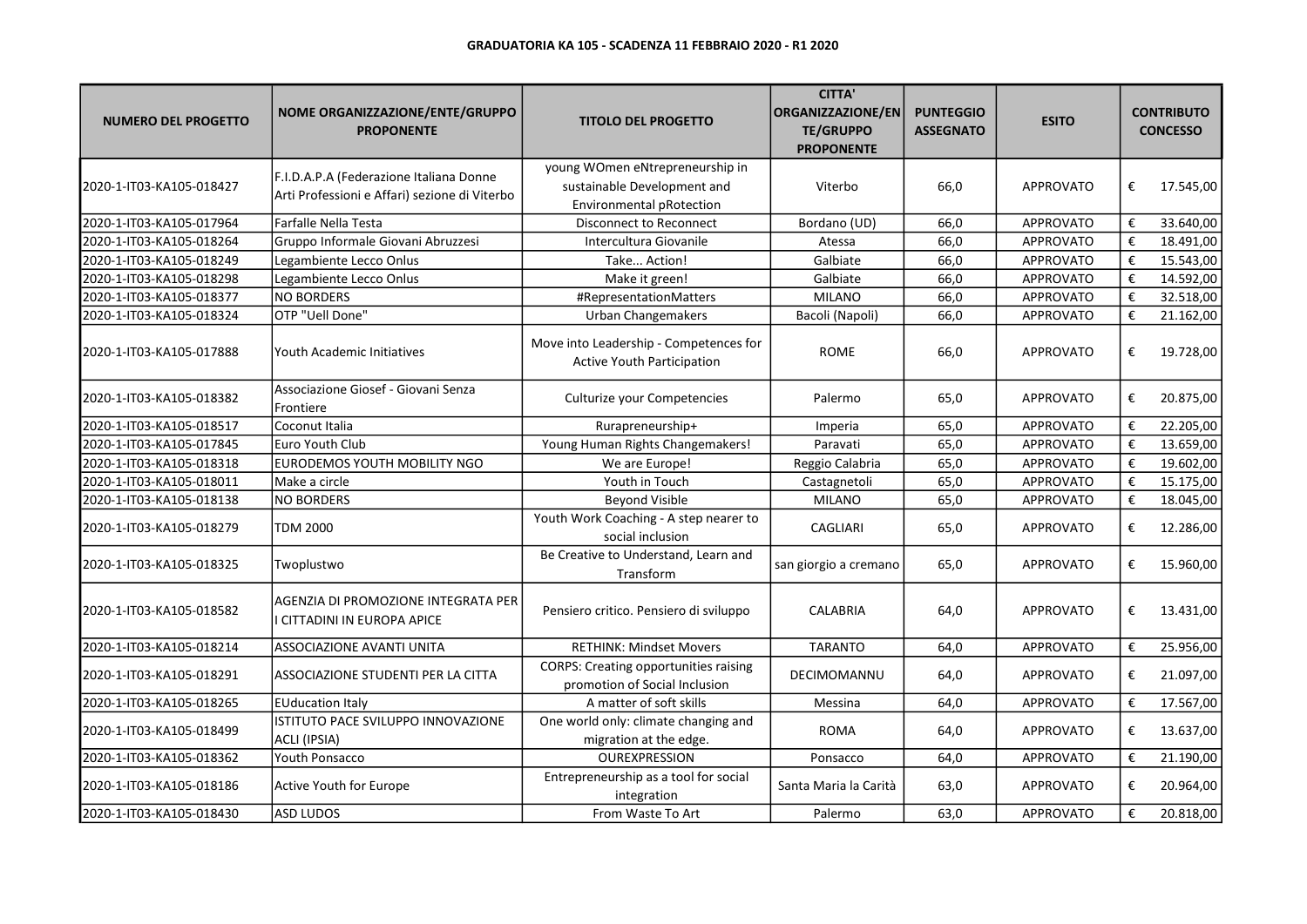**GRADUATORIA KA 105 - SCADENZA 11 FEBBRAIO 2020 - R1 2020**

| NUMERO DEL PROGETTO | NOME ORGANIZZAZIONE/ENTE/GRUPPO PROPONENTE | TITOLO DEL PROGETTO | CITTA' ORGANIZZAZIONE/ENTE/GRUPPO PROPONENTE | PUNTEGGIO ASSEGNATO | ESITO | CONTRIBUTO CONCESSO |
|---|---|---|---|---|---|---|
| 2020-1-IT03-KA105-018427 | F.I.D.A.P.A (Federazione Italiana Donne Arti Professioni e Affari) sezione di Viterbo | young WOmen eNtrepreneurship in sustainable Development and Environmental pRotection | Viterbo | 66,0 | APPROVATO | € 17.545,00 |
| 2020-1-IT03-KA105-017964 | Farfalle Nella Testa | Disconnect to Reconnect | Bordano (UD) | 66,0 | APPROVATO | € 33.640,00 |
| 2020-1-IT03-KA105-018264 | Gruppo Informale Giovani Abruzzesi | Intercultura Giovanile | Atessa | 66,0 | APPROVATO | € 18.491,00 |
| 2020-1-IT03-KA105-018249 | Legambiente Lecco Onlus | Take... Action! | Galbiate | 66,0 | APPROVATO | € 15.543,00 |
| 2020-1-IT03-KA105-018298 | Legambiente Lecco Onlus | Make it green! | Galbiate | 66,0 | APPROVATO | € 14.592,00 |
| 2020-1-IT03-KA105-018377 | NO BORDERS | #RepresentationMatters | MILANO | 66,0 | APPROVATO | € 32.518,00 |
| 2020-1-IT03-KA105-018324 | OTP "Uell Done" | Urban Changemakers | Bacoli (Napoli) | 66,0 | APPROVATO | € 21.162,00 |
| 2020-1-IT03-KA105-017888 | Youth Academic Initiatives | Move into Leadership - Competences for Active Youth Participation | ROME | 66,0 | APPROVATO | € 19.728,00 |
| 2020-1-IT03-KA105-018382 | Associazione Giosef - Giovani Senza Frontiere | Culturize your Competencies | Palermo | 65,0 | APPROVATO | € 20.875,00 |
| 2020-1-IT03-KA105-018517 | Coconut Italia | Rurapreneurship+ | Imperia | 65,0 | APPROVATO | € 22.205,00 |
| 2020-1-IT03-KA105-017845 | Euro Youth Club | Young Human Rights Changemakers! | Paravati | 65,0 | APPROVATO | € 13.659,00 |
| 2020-1-IT03-KA105-018318 | EURODEMOS YOUTH MOBILITY NGO | We are Europe! | Reggio Calabria | 65,0 | APPROVATO | € 19.602,00 |
| 2020-1-IT03-KA105-018011 | Make a circle | Youth in Touch | Castagnetoli | 65,0 | APPROVATO | € 15.175,00 |
| 2020-1-IT03-KA105-018138 | NO BORDERS | Beyond Visible | MILANO | 65,0 | APPROVATO | € 18.045,00 |
| 2020-1-IT03-KA105-018279 | TDM 2000 | Youth Work Coaching - A step nearer to social inclusion | CAGLIARI | 65,0 | APPROVATO | € 12.286,00 |
| 2020-1-IT03-KA105-018325 | Twoplustwo | Be Creative to Understand, Learn and Transform | san giorgio a cremano | 65,0 | APPROVATO | € 15.960,00 |
| 2020-1-IT03-KA105-018582 | AGENZIA DI PROMOZIONE INTEGRATA PER I CITTADINI IN EUROPA APICE | Pensiero critico. Pensiero di sviluppo | CALABRIA | 64,0 | APPROVATO | € 13.431,00 |
| 2020-1-IT03-KA105-018214 | ASSOCIAZIONE AVANTI UNITA | RETHINK: Mindset Movers | TARANTO | 64,0 | APPROVATO | € 25.956,00 |
| 2020-1-IT03-KA105-018291 | ASSOCIAZIONE STUDENTI PER LA CITTA | CORPS: Creating opportunities raising promotion of Social Inclusion | DECIMOMANNU | 64,0 | APPROVATO | € 21.097,00 |
| 2020-1-IT03-KA105-018265 | EUducation Italy | A matter of soft skills | Messina | 64,0 | APPROVATO | € 17.567,00 |
| 2020-1-IT03-KA105-018499 | ISTITUTO PACE SVILUPPO INNOVAZIONE ACLI (IPSIA) | One world only: climate changing and migration at the edge. | ROMA | 64,0 | APPROVATO | € 13.637,00 |
| 2020-1-IT03-KA105-018362 | Youth Ponsacco | OUREXPRESSION | Ponsacco | 64,0 | APPROVATO | € 21.190,00 |
| 2020-1-IT03-KA105-018186 | Active Youth for Europe | Entrepreneurship as a tool for social integration | Santa Maria la Carità | 63,0 | APPROVATO | € 20.964,00 |
| 2020-1-IT03-KA105-018430 | ASD LUDOS | From Waste To Art | Palermo | 63,0 | APPROVATO | € 20.818,00 |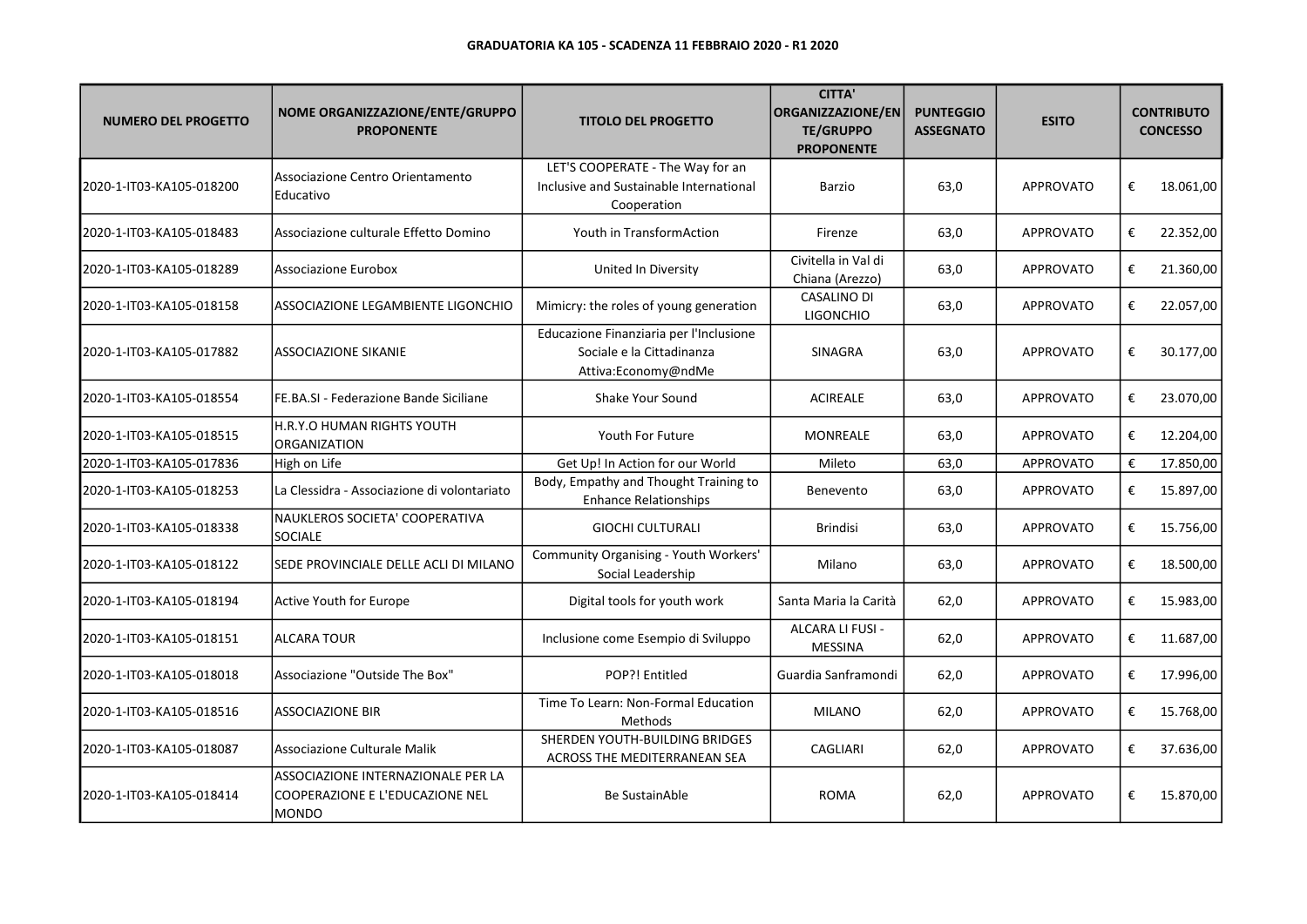**GRADUATORIA KA 105 - SCADENZA 11 FEBBRAIO 2020 - R1 2020**

| NUMERO DEL PROGETTO | NOME ORGANIZZAZIONE/ENTE/GRUPPO PROPONENTE | TITOLO DEL PROGETTO | CITTA' ORGANIZZAZIONE/ENTE/GRUPPO PROPONENTE | PUNTEGGIO ASSEGNATO | ESITO | CONTRIBUTO CONCESSO |
|---|---|---|---|---|---|---|
| 2020-1-IT03-KA105-018200 | Associazione Centro Orientamento Educativo | LET'S COOPERATE - The Way for an Inclusive and Sustainable International Cooperation | Barzio | 63,0 | APPROVATO | € 18.061,00 |
| 2020-1-IT03-KA105-018483 | Associazione culturale Effetto Domino | Youth in TransformAction | Firenze | 63,0 | APPROVATO | € 22.352,00 |
| 2020-1-IT03-KA105-018289 | Associazione Eurobox | United In Diversity | Civitella in Val di Chiana (Arezzo) | 63,0 | APPROVATO | € 21.360,00 |
| 2020-1-IT03-KA105-018158 | ASSOCIAZIONE LEGAMBIENTE LIGONCHIO | Mimicry: the roles of young generation | CASALINO DI LIGONCHIO | 63,0 | APPROVATO | € 22.057,00 |
| 2020-1-IT03-KA105-017882 | ASSOCIAZIONE SIKANIE | Educazione Finanziaria per l'Inclusione Sociale e la Cittadinanza Attiva:Economy@ndMe | SINAGRA | 63,0 | APPROVATO | € 30.177,00 |
| 2020-1-IT03-KA105-018554 | FE.BA.SI - Federazione Bande Siciliane | Shake Your Sound | ACIREALE | 63,0 | APPROVATO | € 23.070,00 |
| 2020-1-IT03-KA105-018515 | H.R.Y.O HUMAN RIGHTS YOUTH ORGANIZATION | Youth For Future | MONREALE | 63,0 | APPROVATO | € 12.204,00 |
| 2020-1-IT03-KA105-017836 | High on Life | Get Up! In Action for our World | Mileto | 63,0 | APPROVATO | € 17.850,00 |
| 2020-1-IT03-KA105-018253 | La Clessidra - Associazione di volontariato | Body, Empathy and Thought Training to Enhance Relationships | Benevento | 63,0 | APPROVATO | € 15.897,00 |
| 2020-1-IT03-KA105-018338 | NAUKLEROS SOCIETA' COOPERATIVA SOCIALE | GIOCHI CULTURALI | Brindisi | 63,0 | APPROVATO | € 15.756,00 |
| 2020-1-IT03-KA105-018122 | SEDE PROVINCIALE DELLE ACLI DI MILANO | Community Organising - Youth Workers' Social Leadership | Milano | 63,0 | APPROVATO | € 18.500,00 |
| 2020-1-IT03-KA105-018194 | Active Youth for Europe | Digital tools for youth work | Santa Maria la Carità | 62,0 | APPROVATO | € 15.983,00 |
| 2020-1-IT03-KA105-018151 | ALCARA TOUR | Inclusione come Esempio di Sviluppo | ALCARA LI FUSI - MESSINA | 62,0 | APPROVATO | € 11.687,00 |
| 2020-1-IT03-KA105-018018 | Associazione "Outside The Box" | POP?! Entitled | Guardia Sanframondi | 62,0 | APPROVATO | € 17.996,00 |
| 2020-1-IT03-KA105-018516 | ASSOCIAZIONE BIR | Time To Learn: Non-Formal Education Methods | MILANO | 62,0 | APPROVATO | € 15.768,00 |
| 2020-1-IT03-KA105-018087 | Associazione Culturale Malik | SHERDEN YOUTH-BUILDING BRIDGES ACROSS THE MEDITERRANEAN SEA | CAGLIARI | 62,0 | APPROVATO | € 37.636,00 |
| 2020-1-IT03-KA105-018414 | ASSOCIAZIONE INTERNAZIONALE PER LA COOPERAZIONE E L'EDUCAZIONE NEL MONDO | Be SustainAble | ROMA | 62,0 | APPROVATO | € 15.870,00 |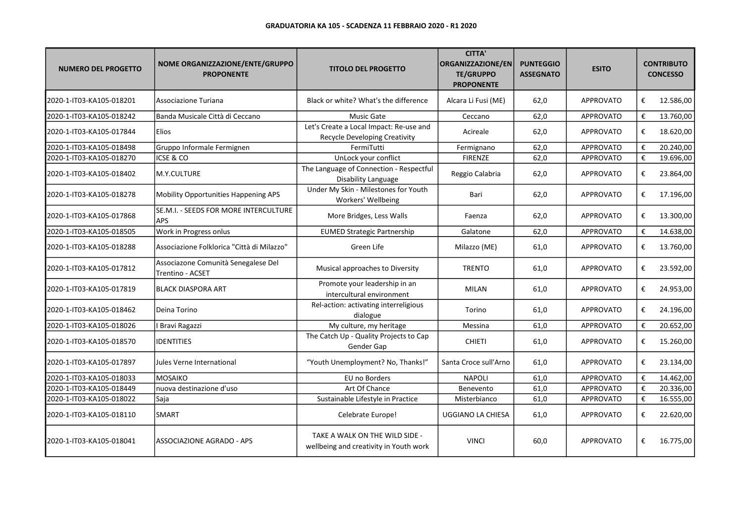**GRADUATORIA KA 105 - SCADENZA 11 FEBBRAIO 2020 - R1 2020**

| NUMERO DEL PROGETTO | NOME ORGANIZZAZIONE/ENTE/GRUPPO PROPONENTE | TITOLO DEL PROGETTO | CITTA' ORGANIZZAZIONE/ENTE/GRUPPO PROPONENTE | PUNTEGGIO ASSEGNATO | ESITO | CONTRIBUTO CONCESSO |
|---|---|---|---|---|---|---|
| 2020-1-IT03-KA105-018201 | Associazione Turiana | Black or white? What's the difference | Alcara Li Fusi (ME) | 62,0 | APPROVATO | € 12.586,00 |
| 2020-1-IT03-KA105-018242 | Banda Musicale Città di Ceccano | Music Gate | Ceccano | 62,0 | APPROVATO | € 13.760,00 |
| 2020-1-IT03-KA105-017844 | Elios | Let's Create a Local Impact: Re-use and Recycle Developing Creativity | Acireale | 62,0 | APPROVATO | € 18.620,00 |
| 2020-1-IT03-KA105-018498 | Gruppo Informale Fermignen | FermiTutti | Fermignano | 62,0 | APPROVATO | € 20.240,00 |
| 2020-1-IT03-KA105-018270 | ICSE & CO | UnLock your conflict | FIRENZE | 62,0 | APPROVATO | € 19.696,00 |
| 2020-1-IT03-KA105-018402 | M.Y.CULTURE | The Language of Connection - Respectful Disability Language | Reggio Calabria | 62,0 | APPROVATO | € 23.864,00 |
| 2020-1-IT03-KA105-018278 | Mobility Opportunities Happening APS | Under My Skin - Milestones for Youth Workers' Wellbeing | Bari | 62,0 | APPROVATO | € 17.196,00 |
| 2020-1-IT03-KA105-017868 | SE.M.I. - SEEDS FOR MORE INTERCULTURE APS | More Bridges, Less Walls | Faenza | 62,0 | APPROVATO | € 13.300,00 |
| 2020-1-IT03-KA105-018505 | Work in Progress onlus | EUMED Strategic Partnership | Galatone | 62,0 | APPROVATO | € 14.638,00 |
| 2020-1-IT03-KA105-018288 | Associazione Folklorica "Città di Milazzo" | Green Life | Milazzo (ME) | 61,0 | APPROVATO | € 13.760,00 |
| 2020-1-IT03-KA105-017812 | Associazone Comunità Senegalese Del Trentino - ACSET | Musical approaches to Diversity | TRENTO | 61,0 | APPROVATO | € 23.592,00 |
| 2020-1-IT03-KA105-017819 | BLACK DIASPORA ART | Promote your leadership in an intercultural environment | MILAN | 61,0 | APPROVATO | € 24.953,00 |
| 2020-1-IT03-KA105-018462 | Deina Torino | Rel-action: activating interreligious dialogue | Torino | 61,0 | APPROVATO | € 24.196,00 |
| 2020-1-IT03-KA105-018026 | I Bravi Ragazzi | My culture, my heritage | Messina | 61,0 | APPROVATO | € 20.652,00 |
| 2020-1-IT03-KA105-018570 | IDENTITIES | The Catch Up - Quality Projects to Cap Gender Gap | CHIETI | 61,0 | APPROVATO | € 15.260,00 |
| 2020-1-IT03-KA105-017897 | Jules Verne International | “Youth Unemployment? No, Thanks!” | Santa Croce sull'Arno | 61,0 | APPROVATO | € 23.134,00 |
| 2020-1-IT03-KA105-018033 | MOSAIKO | EU no Borders | NAPOLI | 61,0 | APPROVATO | € 14.462,00 |
| 2020-1-IT03-KA105-018449 | nuova destinazione d'uso | Art Of Chance | Benevento | 61,0 | APPROVATO | € 20.336,00 |
| 2020-1-IT03-KA105-018022 | Saja | Sustainable Lifestyle in Practice | Misterbianco | 61,0 | APPROVATO | € 16.555,00 |
| 2020-1-IT03-KA105-018110 | SMART | Celebrate Europe! | UGGIANO LA CHIESA | 61,0 | APPROVATO | € 22.620,00 |
| 2020-1-IT03-KA105-018041 | ASSOCIAZIONE AGRADO - APS | TAKE A WALK ON THE WILD SIDE - wellbeing and creativity in Youth work | VINCI | 60,0 | APPROVATO | € 16.775,00 |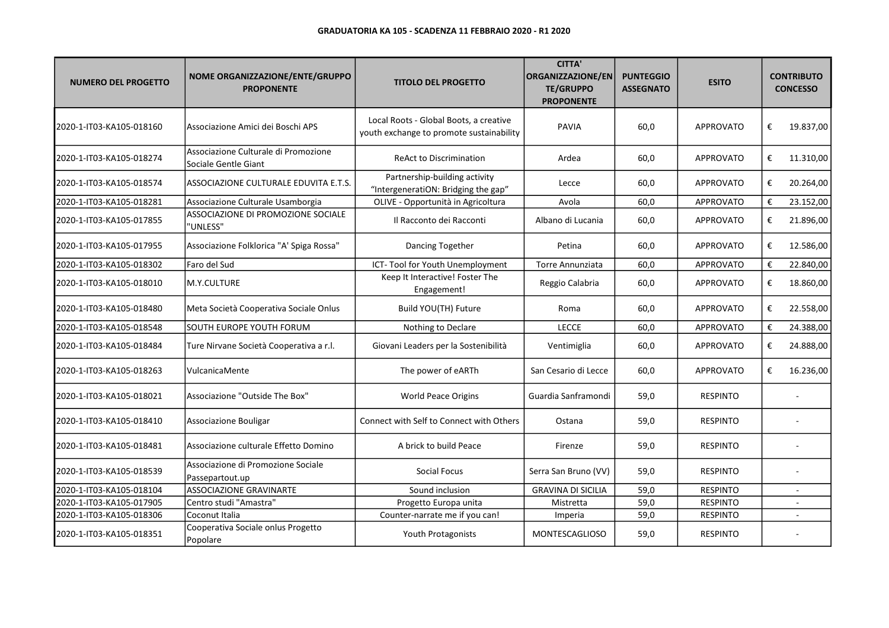**GRADUATORIA KA 105 - SCADENZA 11 FEBBRAIO 2020 - R1 2020**

| NUMERO DEL PROGETTO | NOME ORGANIZZAZIONE/ENTE/GRUPPO PROPONENTE | TITOLO DEL PROGETTO | CITTA' ORGANIZZAZIONE/ENTE/GRUPPO PROPONENTE | PUNTEGGIO ASSEGNATO | ESITO | CONTRIBUTO CONCESSO |
|---|---|---|---|---|---|---|
| 2020-1-IT03-KA105-018160 | Associazione Amici dei Boschi APS | Local Roots - Global Boots, a creative youth exchange to promote sustainability | PAVIA | 60,0 | APPROVATO | € 19.837,00 |
| 2020-1-IT03-KA105-018274 | Associazione Culturale di Promozione Sociale Gentle Giant | ReAct to Discrimination | Ardea | 60,0 | APPROVATO | € 11.310,00 |
| 2020-1-IT03-KA105-018574 | ASSOCIAZIONE CULTURALE EDUVITA E.T.S. | Partnership-building activity “IntergeneratiON: Bridging the gap” | Lecce | 60,0 | APPROVATO | € 20.264,00 |
| 2020-1-IT03-KA105-018281 | Associazione Culturale Usamborgia | OLIVE - Opportunità in Agricoltura | Avola | 60,0 | APPROVATO | € 23.152,00 |
| 2020-1-IT03-KA105-017855 | ASSOCIAZIONE DI PROMOZIONE SOCIALE "UNLESS" | Il Racconto dei Racconti | Albano di Lucania | 60,0 | APPROVATO | € 21.896,00 |
| 2020-1-IT03-KA105-017955 | Associazione Folklorica "A' Spiga Rossa" | Dancing Together | Petina | 60,0 | APPROVATO | € 12.586,00 |
| 2020-1-IT03-KA105-018302 | Faro del Sud | ICT- Tool for Youth Unemployment | Torre Annunziata | 60,0 | APPROVATO | € 22.840,00 |
| 2020-1-IT03-KA105-018010 | M.Y.CULTURE | Keep It Interactive! Foster The Engagement! | Reggio Calabria | 60,0 | APPROVATO | € 18.860,00 |
| 2020-1-IT03-KA105-018480 | Meta Società Cooperativa Sociale Onlus | Build YOU(TH) Future | Roma | 60,0 | APPROVATO | € 22.558,00 |
| 2020-1-IT03-KA105-018548 | SOUTH EUROPE YOUTH FORUM | Nothing to Declare | LECCE | 60,0 | APPROVATO | € 24.388,00 |
| 2020-1-IT03-KA105-018484 | Ture Nirvane Società Cooperativa a r.l. | Giovani Leaders per la Sostenibilità | Ventimiglia | 60,0 | APPROVATO | € 24.888,00 |
| 2020-1-IT03-KA105-018263 | VulcanicaMente | The power of eARTh | San Cesario di Lecce | 60,0 | APPROVATO | € 16.236,00 |
| 2020-1-IT03-KA105-018021 | Associazione "Outside The Box" | World Peace Origins | Guardia Sanframondi | 59,0 | RESPINTO | - |
| 2020-1-IT03-KA105-018410 | Associazione Bouligar | Connect with Self to Connect with Others | Ostana | 59,0 | RESPINTO | - |
| 2020-1-IT03-KA105-018481 | Associazione culturale Effetto Domino | A brick to build Peace | Firenze | 59,0 | RESPINTO | - |
| 2020-1-IT03-KA105-018539 | Associazione di Promozione Sociale Passepartout.up | Social Focus | Serra San Bruno (VV) | 59,0 | RESPINTO | - |
| 2020-1-IT03-KA105-018104 | ASSOCIAZIONE GRAVINARTE | Sound inclusion | GRAVINA DI SICILIA | 59,0 | RESPINTO | - |
| 2020-1-IT03-KA105-017905 | Centro studi "Amastra" | Progetto Europa unita | Mistretta | 59,0 | RESPINTO | - |
| 2020-1-IT03-KA105-018306 | Coconut Italia | Counter-narrate me if you can! | Imperia | 59,0 | RESPINTO | - |
| 2020-1-IT03-KA105-018351 | Cooperativa Sociale onlus Progetto Popolare | Youth Protagonists | MONTESCAGLIOSO | 59,0 | RESPINTO | - |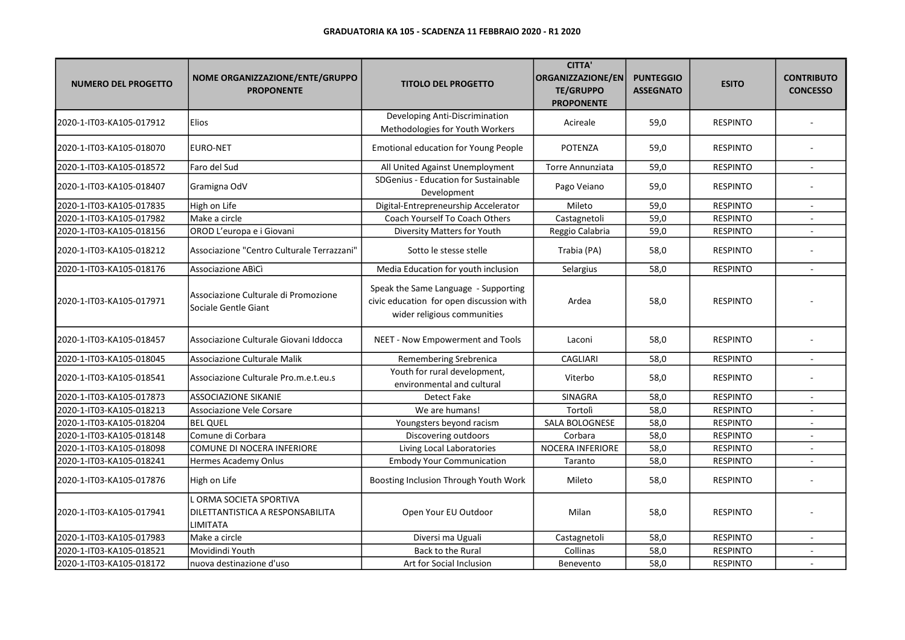**GRADUATORIA KA 105 - SCADENZA 11 FEBBRAIO 2020 - R1 2020**

| NUMERO DEL PROGETTO | NOME ORGANIZZAZIONE/ENTE/GRUPPO PROPONENTE | TITOLO DEL PROGETTO | CITTA' ORGANIZZAZIONE/ENTE/GRUPPO PROPONENTE | PUNTEGGIO ASSEGNATO | ESITO | CONTRIBUTO CONCESSO |
|---|---|---|---|---|---|---|
| 2020-1-IT03-KA105-017912 | Elios | Developing Anti-Discrimination Methodologies for Youth Workers | Acireale | 59,0 | RESPINTO | - |
| 2020-1-IT03-KA105-018070 | EURO-NET | Emotional education for Young People | POTENZA | 59,0 | RESPINTO | - |
| 2020-1-IT03-KA105-018572 | Faro del Sud | All United Against Unemployment | Torre Annunziata | 59,0 | RESPINTO | - |
| 2020-1-IT03-KA105-018407 | Gramigna OdV | SDGenius - Education for Sustainable Development | Pago Veiano | 59,0 | RESPINTO | - |
| 2020-1-IT03-KA105-017835 | High on Life | Digital-Entrepreneurship Accelerator | Mileto | 59,0 | RESPINTO | - |
| 2020-1-IT03-KA105-017982 | Make a circle | Coach Yourself To Coach Others | Castagnetoli | 59,0 | RESPINTO | - |
| 2020-1-IT03-KA105-018156 | OROD L'europa e i Giovani | Diversity Matters for Youth | Reggio Calabria | 59,0 | RESPINTO | - |
| 2020-1-IT03-KA105-018212 | Associazione "Centro Culturale Terrazzani" | Sotto le stesse stelle | Trabia (PA) | 58,0 | RESPINTO | - |
| 2020-1-IT03-KA105-018176 | Associazione ABìCì | Media Education for youth inclusion | Selargius | 58,0 | RESPINTO | - |
| 2020-1-IT03-KA105-017971 | Associazione Culturale di Promozione Sociale Gentle Giant | Speak the Same Language - Supporting civic education for open discussion with wider religious communities | Ardea | 58,0 | RESPINTO | - |
| 2020-1-IT03-KA105-018457 | Associazione Culturale Giovani Iddocca | NEET - Now Empowerment and Tools | Laconi | 58,0 | RESPINTO | - |
| 2020-1-IT03-KA105-018045 | Associazione Culturale Malik | Remembering Srebrenica | CAGLIARI | 58,0 | RESPINTO | - |
| 2020-1-IT03-KA105-018541 | Associazione Culturale Pro.m.e.t.eu.s | Youth for rural development, environmental and cultural | Viterbo | 58,0 | RESPINTO | - |
| 2020-1-IT03-KA105-017873 | ASSOCIAZIONE SIKANIE | Detect Fake | SINAGRA | 58,0 | RESPINTO | - |
| 2020-1-IT03-KA105-018213 | Associazione Vele Corsare | We are humans! | Tortolì | 58,0 | RESPINTO | - |
| 2020-1-IT03-KA105-018204 | BEL QUEL | Youngsters beyond racism | SALA BOLOGNESE | 58,0 | RESPINTO | - |
| 2020-1-IT03-KA105-018148 | Comune di Corbara | Discovering outdoors | Corbara | 58,0 | RESPINTO | - |
| 2020-1-IT03-KA105-018098 | COMUNE DI NOCERA INFERIORE | Living Local Laboratories | NOCERA INFERIORE | 58,0 | RESPINTO | - |
| 2020-1-IT03-KA105-018241 | Hermes Academy Onlus | Embody Your Communication | Taranto | 58,0 | RESPINTO | - |
| 2020-1-IT03-KA105-017876 | High on Life | Boosting Inclusion Through Youth Work | Mileto | 58,0 | RESPINTO | - |
| 2020-1-IT03-KA105-017941 | L ORMA SOCIETA SPORTIVA DILETTANTISTICA A RESPONSABILITA LIMITATA | Open Your EU Outdoor | Milan | 58,0 | RESPINTO | - |
| 2020-1-IT03-KA105-017983 | Make a circle | Diversi ma Uguali | Castagnetoli | 58,0 | RESPINTO | - |
| 2020-1-IT03-KA105-018521 | Movidindi Youth | Back to the Rural | Collinas | 58,0 | RESPINTO | - |
| 2020-1-IT03-KA105-018172 | nuova destinazione d'uso | Art for Social Inclusion | Benevento | 58,0 | RESPINTO | - |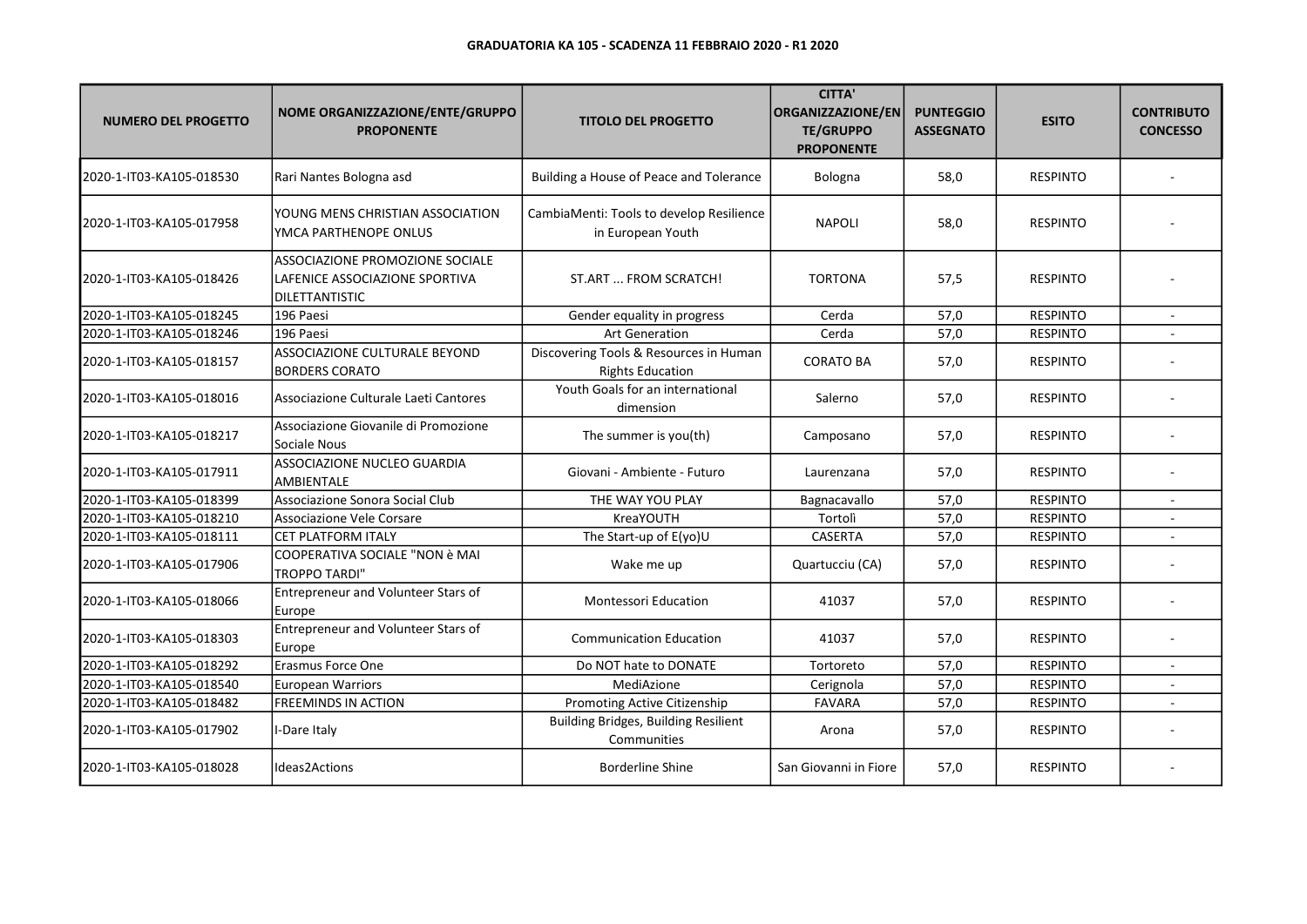**GRADUATORIA KA 105 - SCADENZA 11 FEBBRAIO 2020 - R1 2020**

| NUMERO DEL PROGETTO | NOME ORGANIZZAZIONE/ENTE/GRUPPO PROPONENTE | TITOLO DEL PROGETTO | CITTA' ORGANIZZAZIONE/ENTE/GRUPPO PROPONENTE | PUNTEGGIO ASSEGNATO | ESITO | CONTRIBUTO CONCESSO |
|---|---|---|---|---|---|---|
| 2020-1-IT03-KA105-018530 | Rari Nantes Bologna asd | Building a House of Peace and Tolerance | Bologna | 58,0 | RESPINTO | - |
| 2020-1-IT03-KA105-017958 | YOUNG MENS CHRISTIAN ASSOCIATION YMCA PARTHENOPE ONLUS | CambiaMenti: Tools to develop Resilience in European Youth | NAPOLI | 58,0 | RESPINTO | - |
| 2020-1-IT03-KA105-018426 | ASSOCIAZIONE PROMOZIONE SOCIALE LAFENICE ASSOCIAZIONE SPORTIVA DILETTANTISTIC | ST.ART ... FROM SCRATCH! | TORTONA | 57,5 | RESPINTO | - |
| 2020-1-IT03-KA105-018245 | 196 Paesi | Gender equality in progress | Cerda | 57,0 | RESPINTO | - |
| 2020-1-IT03-KA105-018246 | 196 Paesi | Art Generation | Cerda | 57,0 | RESPINTO | - |
| 2020-1-IT03-KA105-018157 | ASSOCIAZIONE CULTURALE BEYOND BORDERS CORATO | Discovering Tools & Resources in Human Rights Education | CORATO BA | 57,0 | RESPINTO | - |
| 2020-1-IT03-KA105-018016 | Associazione Culturale Laeti Cantores | Youth Goals for an international dimension | Salerno | 57,0 | RESPINTO | - |
| 2020-1-IT03-KA105-018217 | Associazione Giovanile di Promozione Sociale Nous | The summer is you(th) | Camposano | 57,0 | RESPINTO | - |
| 2020-1-IT03-KA105-017911 | ASSOCIAZIONE NUCLEO GUARDIA AMBIENTALE | Giovani - Ambiente - Futuro | Laurenzana | 57,0 | RESPINTO | - |
| 2020-1-IT03-KA105-018399 | Associazione Sonora Social Club | THE WAY YOU PLAY | Bagnacavallo | 57,0 | RESPINTO | - |
| 2020-1-IT03-KA105-018210 | Associazione Vele Corsare | KreaYOUTH | Tortolì | 57,0 | RESPINTO | - |
| 2020-1-IT03-KA105-018111 | CET PLATFORM ITALY | The Start-up of E(yo)U | CASERTA | 57,0 | RESPINTO | - |
| 2020-1-IT03-KA105-017906 | COOPERATIVA SOCIALE "NON è MAI TROPPO TARDI" | Wake me up | Quartucciu (CA) | 57,0 | RESPINTO | - |
| 2020-1-IT03-KA105-018066 | Entrepreneur and Volunteer Stars of Europe | Montessori Education | 41037 | 57,0 | RESPINTO | - |
| 2020-1-IT03-KA105-018303 | Entrepreneur and Volunteer Stars of Europe | Communication Education | 41037 | 57,0 | RESPINTO | - |
| 2020-1-IT03-KA105-018292 | Erasmus Force One | Do NOT hate to DONATE | Tortoreto | 57,0 | RESPINTO | - |
| 2020-1-IT03-KA105-018540 | European Warriors | MediAzione | Cerignola | 57,0 | RESPINTO | - |
| 2020-1-IT03-KA105-018482 | FREEMINDS IN ACTION | Promoting Active Citizenship | FAVARA | 57,0 | RESPINTO | - |
| 2020-1-IT03-KA105-017902 | I-Dare Italy | Building Bridges, Building Resilient Communities | Arona | 57,0 | RESPINTO | - |
| 2020-1-IT03-KA105-018028 | Ideas2Actions | Borderline Shine | San Giovanni in Fiore | 57,0 | RESPINTO | - |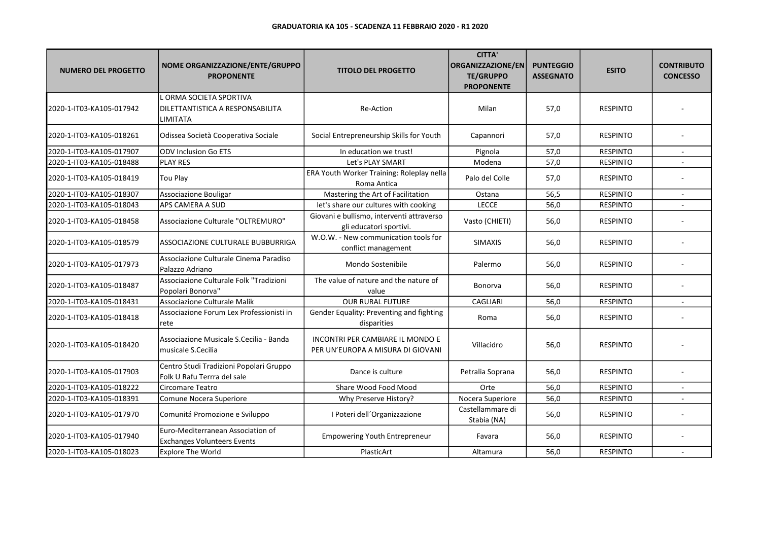**GRADUATORIA KA 105 - SCADENZA 11 FEBBRAIO 2020 - R1 2020**

| NUMERO DEL PROGETTO | NOME ORGANIZZAZIONE/ENTE/GRUPPO PROPONENTE | TITOLO DEL PROGETTO | CITTA' ORGANIZZAZIONE/ENTE/GRUPPO PROPONENTE | PUNTEGGIO ASSEGNATO | ESITO | CONTRIBUTO CONCESSO |
|---|---|---|---|---|---|---|
| 2020-1-IT03-KA105-017942 | L ORMA SOCIETA SPORTIVA DILETTANTISTICA A RESPONSABILITA LIMITATA | Re-Action | Milan | 57,0 | RESPINTO | - |
| 2020-1-IT03-KA105-018261 | Odissea Società Cooperativa Sociale | Social Entrepreneurship Skills for Youth | Capannori | 57,0 | RESPINTO | - |
| 2020-1-IT03-KA105-017907 | ODV Inclusion Go ETS | In education we trust! | Pignola | 57,0 | RESPINTO | - |
| 2020-1-IT03-KA105-018488 | PLAY RES | Let's PLAY SMART | Modena | 57,0 | RESPINTO | - |
| 2020-1-IT03-KA105-018419 | Tou Play | ERA Youth Worker Training: Roleplay nella Roma Antica | Palo del Colle | 57,0 | RESPINTO | - |
| 2020-1-IT03-KA105-018307 | Associazione Bouligar | Mastering the Art of Facilitation | Ostana | 56,5 | RESPINTO | - |
| 2020-1-IT03-KA105-018043 | APS CAMERA A SUD | let's share our cultures with cooking | LECCE | 56,0 | RESPINTO | - |
| 2020-1-IT03-KA105-018458 | Associazione Culturale "OLTREMURO" | Giovani e bullismo, interventi attraverso gli educatori sportivi. | Vasto (CHIETI) | 56,0 | RESPINTO | - |
| 2020-1-IT03-KA105-018579 | ASSOCIAZIONE CULTURALE BUBBURRIGA | W.O.W. - New communication tools for conflict management | SIMAXIS | 56,0 | RESPINTO | - |
| 2020-1-IT03-KA105-017973 | Associazione Culturale Cinema Paradiso Palazzo Adriano | Mondo Sostenibile | Palermo | 56,0 | RESPINTO | - |
| 2020-1-IT03-KA105-018487 | Associazione Culturale Folk "Tradizioni Popolari Bonorva" | The value of nature and the nature of value | Bonorva | 56,0 | RESPINTO | - |
| 2020-1-IT03-KA105-018431 | Associazione Culturale Malik | OUR RURAL FUTURE | CAGLIARI | 56,0 | RESPINTO | - |
| 2020-1-IT03-KA105-018418 | Associazione Forum Lex Professionisti in rete | Gender Equality: Preventing and fighting disparities | Roma | 56,0 | RESPINTO | - |
| 2020-1-IT03-KA105-018420 | Associazione Musicale S.Cecilia - Banda musicale S.Cecilia | INCONTRI PER CAMBIARE IL MONDO E PER UN'EUROPA A MISURA DI GIOVANI | Villacidro | 56,0 | RESPINTO | - |
| 2020-1-IT03-KA105-017903 | Centro Studi Tradizioni Popolari Gruppo Folk U Rafu Terrra del sale | Dance is culture | Petralia Soprana | 56,0 | RESPINTO | - |
| 2020-1-IT03-KA105-018222 | Circomare Teatro | Share Wood Food Mood | Orte | 56,0 | RESPINTO | - |
| 2020-1-IT03-KA105-018391 | Comune Nocera Superiore | Why Preserve History? | Nocera Superiore | 56,0 | RESPINTO | - |
| 2020-1-IT03-KA105-017970 | Comunitá Promozione e Sviluppo | I Poteri dell´Organizzazione | Castellammare di Stabia (NA) | 56,0 | RESPINTO | - |
| 2020-1-IT03-KA105-017940 | Euro-Mediterranean Association of Exchanges Volunteers Events | Empowering Youth Entrepreneur | Favara | 56,0 | RESPINTO | - |
| 2020-1-IT03-KA105-018023 | Explore The World | PlasticArt | Altamura | 56,0 | RESPINTO | - |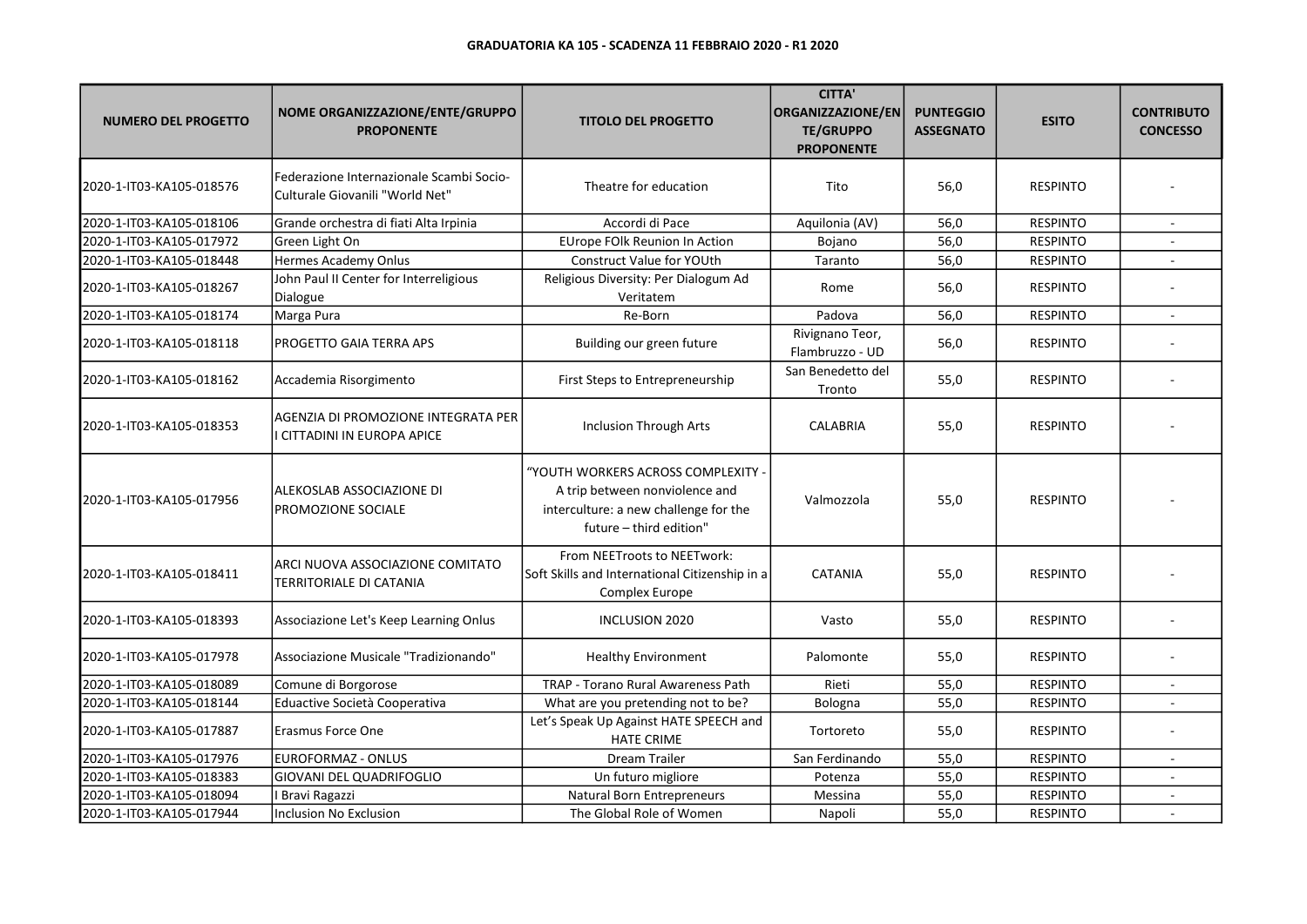**GRADUATORIA KA 105 - SCADENZA 11 FEBBRAIO 2020 - R1 2020**

| NUMERO DEL PROGETTO | NOME ORGANIZZAZIONE/ENTE/GRUPPO PROPONENTE | TITOLO DEL PROGETTO | CITTA' ORGANIZZAZIONE/ENTE/GRUPPO PROPONENTE | PUNTEGGIO ASSEGNATO | ESITO | CONTRIBUTO CONCESSO |
|---|---|---|---|---|---|---|
| 2020-1-IT03-KA105-018576 | Federazione Internazionale Scambi Socio-Culturale Giovanili "World Net" | Theatre for education | Tito | 56,0 | RESPINTO | - |
| 2020-1-IT03-KA105-018106 | Grande orchestra di fiati Alta Irpinia | Accordi di Pace | Aquilonia (AV) | 56,0 | RESPINTO | - |
| 2020-1-IT03-KA105-017972 | Green Light On | EUrope FOlk Reunion In Action | Bojano | 56,0 | RESPINTO | - |
| 2020-1-IT03-KA105-018448 | Hermes Academy Onlus | Construct Value for YOUth | Taranto | 56,0 | RESPINTO | - |
| 2020-1-IT03-KA105-018267 | John Paul II Center for Interreligious Dialogue | Religious Diversity: Per Dialogum Ad Veritatem | Rome | 56,0 | RESPINTO | - |
| 2020-1-IT03-KA105-018174 | Marga Pura | Re-Born | Padova | 56,0 | RESPINTO | - |
| 2020-1-IT03-KA105-018118 | PROGETTO GAIA TERRA APS | Building our green future | Rivignano Teor, Flambruzzo - UD | 56,0 | RESPINTO | - |
| 2020-1-IT03-KA105-018162 | Accademia Risorgimento | First Steps to Entrepreneurship | San Benedetto del Tronto | 55,0 | RESPINTO | - |
| 2020-1-IT03-KA105-018353 | AGENZIA DI PROMOZIONE INTEGRATA PER I CITTADINI IN EUROPA APICE | Inclusion Through Arts | CALABRIA | 55,0 | RESPINTO | - |
| 2020-1-IT03-KA105-017956 | ALEKOSLAB ASSOCIAZIONE DI PROMOZIONE SOCIALE | "YOUTH WORKERS ACROSS COMPLEXITY - A trip between nonviolence and interculture: a new challenge for the future – third edition" | Valmozzola | 55,0 | RESPINTO | - |
| 2020-1-IT03-KA105-018411 | ARCI NUOVA ASSOCIAZIONE COMITATO TERRITORIALE DI CATANIA | From NEETroots to NEETwork: Soft Skills and International Citizenship in a Complex Europe | CATANIA | 55,0 | RESPINTO | - |
| 2020-1-IT03-KA105-018393 | Associazione Let's Keep Learning Onlus | INCLUSION 2020 | Vasto | 55,0 | RESPINTO | - |
| 2020-1-IT03-KA105-017978 | Associazione Musicale "Tradizionando" | Healthy Environment | Palomonte | 55,0 | RESPINTO | - |
| 2020-1-IT03-KA105-018089 | Comune di Borgorose | TRAP - Torano Rural Awareness Path | Rieti | 55,0 | RESPINTO | - |
| 2020-1-IT03-KA105-018144 | Eduactive Società Cooperativa | What are you pretending not to be? | Bologna | 55,0 | RESPINTO | - |
| 2020-1-IT03-KA105-017887 | Erasmus Force One | Let's Speak Up Against HATE SPEECH and HATE CRIME | Tortoreto | 55,0 | RESPINTO | - |
| 2020-1-IT03-KA105-017976 | EUROFORMAZ - ONLUS | Dream Trailer | San Ferdinando | 55,0 | RESPINTO | - |
| 2020-1-IT03-KA105-018383 | GIOVANI DEL QUADRIFOGLIO | Un futuro migliore | Potenza | 55,0 | RESPINTO | - |
| 2020-1-IT03-KA105-018094 | I Bravi Ragazzi | Natural Born Entrepreneurs | Messina | 55,0 | RESPINTO | - |
| 2020-1-IT03-KA105-017944 | Inclusion No Exclusion | The Global Role of Women | Napoli | 55,0 | RESPINTO | - |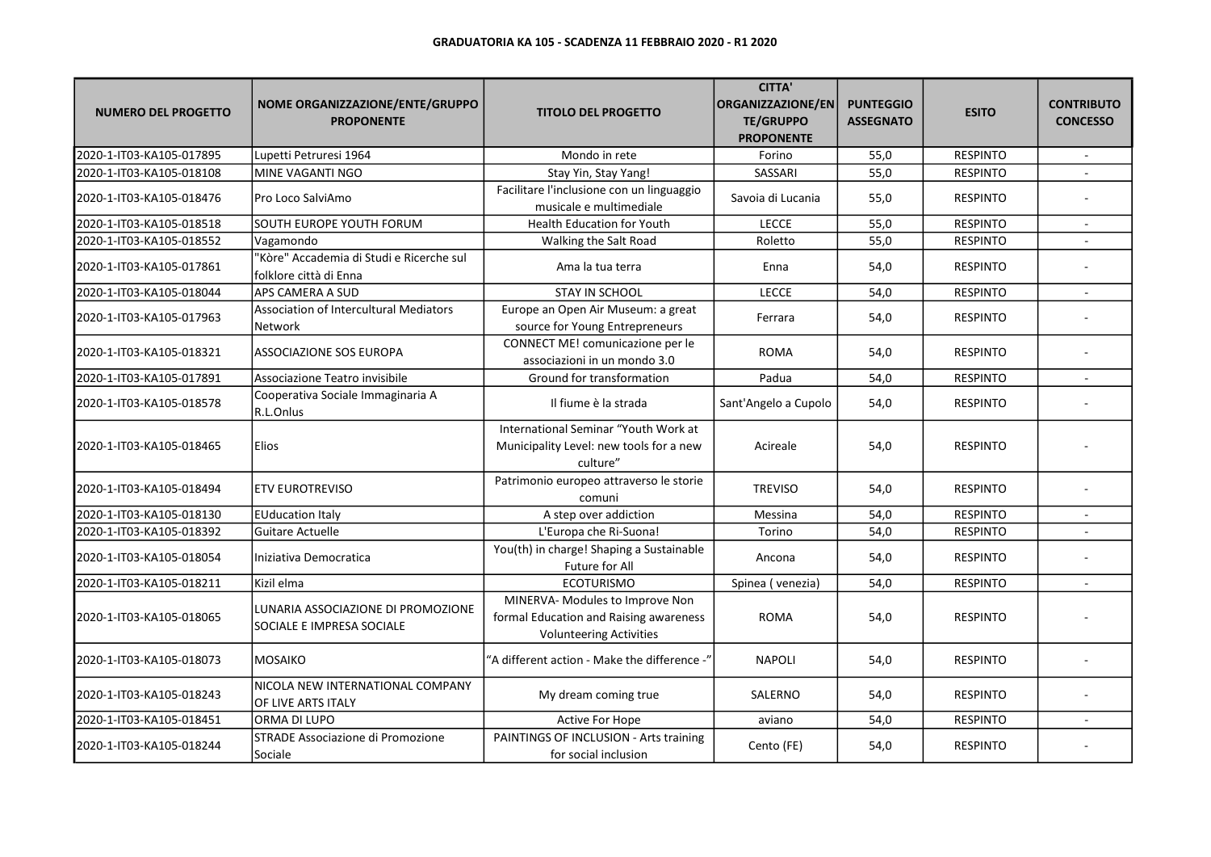**GRADUATORIA KA 105 - SCADENZA 11 FEBBRAIO 2020 - R1 2020**

| NUMERO DEL PROGETTO | NOME ORGANIZZAZIONE/ENTE/GRUPPO PROPONENTE | TITOLO DEL PROGETTO | CITTA' ORGANIZZAZIONE/ENTE/GRUPPO PROPONENTE | PUNTEGGIO ASSEGNATO | ESITO | CONTRIBUTO CONCESSO |
|---|---|---|---|---|---|---|
| 2020-1-IT03-KA105-017895 | Lupetti Petruresi 1964 | Mondo in rete | Forino | 55,0 | RESPINTO | - |
| 2020-1-IT03-KA105-018108 | MINE VAGANTI NGO | Stay Yin, Stay Yang! | SASSARI | 55,0 | RESPINTO | - |
| 2020-1-IT03-KA105-018476 | Pro Loco SalviAmo | Facilitare l'inclusione con un linguaggio musicale e multimediale | Savoia di Lucania | 55,0 | RESPINTO | - |
| 2020-1-IT03-KA105-018518 | SOUTH EUROPE YOUTH FORUM | Health Education for Youth | LECCE | 55,0 | RESPINTO | - |
| 2020-1-IT03-KA105-018552 | Vagamondo | Walking the Salt Road | Roletto | 55,0 | RESPINTO | - |
| 2020-1-IT03-KA105-017861 | "Kòre" Accademia di Studi e Ricerche sul folklore città di Enna | Ama la tua terra | Enna | 54,0 | RESPINTO | - |
| 2020-1-IT03-KA105-018044 | APS CAMERA A SUD | STAY IN SCHOOL | LECCE | 54,0 | RESPINTO | - |
| 2020-1-IT03-KA105-017963 | Association of Intercultural Mediators Network | Europe an Open Air Museum: a great source for Young Entrepreneurs | Ferrara | 54,0 | RESPINTO | - |
| 2020-1-IT03-KA105-018321 | ASSOCIAZIONE SOS EUROPA | CONNECT ME! comunicazione per le associazioni in un mondo 3.0 | ROMA | 54,0 | RESPINTO | - |
| 2020-1-IT03-KA105-017891 | Associazione Teatro invisibile | Ground for transformation | Padua | 54,0 | RESPINTO | - |
| 2020-1-IT03-KA105-018578 | Cooperativa Sociale Immaginaria A R.L.Onlus | Il fiume è la strada | Sant'Angelo a Cupolo | 54,0 | RESPINTO | - |
| 2020-1-IT03-KA105-018465 | Elios | International Seminar "Youth Work at Municipality Level: new tools for a new culture" | Acireale | 54,0 | RESPINTO | - |
| 2020-1-IT03-KA105-018494 | ETV EUROTREVISO | Patrimonio europeo attraverso le storie comuni | TREVISO | 54,0 | RESPINTO | - |
| 2020-1-IT03-KA105-018130 | EUducation Italy | A step over addiction | Messina | 54,0 | RESPINTO | - |
| 2020-1-IT03-KA105-018392 | Guitare Actuelle | L'Europa che Ri-Suona! | Torino | 54,0 | RESPINTO | - |
| 2020-1-IT03-KA105-018054 | Iniziativa Democratica | You(th) in charge! Shaping a Sustainable Future for All | Ancona | 54,0 | RESPINTO | - |
| 2020-1-IT03-KA105-018211 | Kizil elma | ECOTURISMO | Spinea ( venezia) | 54,0 | RESPINTO | - |
| 2020-1-IT03-KA105-018065 | LUNARIA ASSOCIAZIONE DI PROMOZIONE SOCIALE E IMPRESA SOCIALE | MINERVA- Modules to Improve Non formal Education and Raising awareness Volunteering Activities | ROMA | 54,0 | RESPINTO | - |
| 2020-1-IT03-KA105-018073 | MOSAIKO | "A different action - Make the difference -" | NAPOLI | 54,0 | RESPINTO | - |
| 2020-1-IT03-KA105-018243 | NICOLA NEW INTERNATIONAL COMPANY OF LIVE ARTS ITALY | My dream coming true | SALERNO | 54,0 | RESPINTO | - |
| 2020-1-IT03-KA105-018451 | ORMA DI LUPO | Active For Hope | aviano | 54,0 | RESPINTO | - |
| 2020-1-IT03-KA105-018244 | STRADE Associazione di Promozione Sociale | PAINTINGS OF INCLUSION - Arts training for social inclusion | Cento (FE) | 54,0 | RESPINTO | - |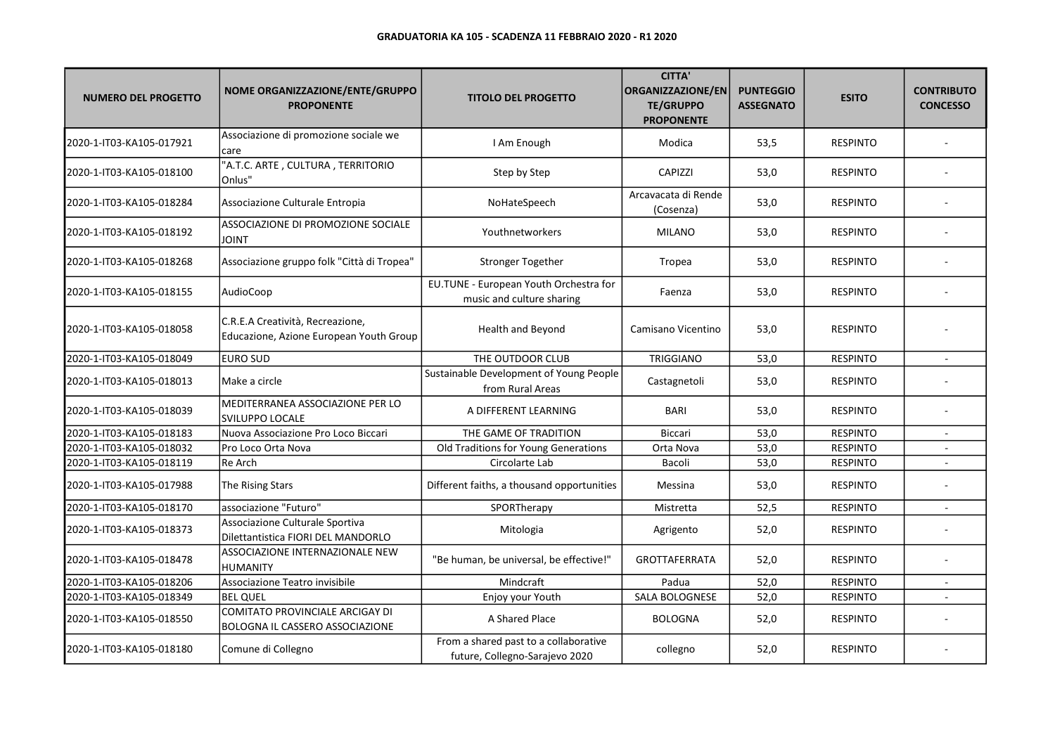**GRADUATORIA KA 105 - SCADENZA 11 FEBBRAIO 2020 - R1 2020**

| NUMERO DEL PROGETTO | NOME ORGANIZZAZIONE/ENTE/GRUPPO PROPONENTE | TITOLO DEL PROGETTO | CITTA' ORGANIZZAZIONE/ENTE/GRUPPO PROPONENTE | PUNTEGGIO ASSEGNATO | ESITO | CONTRIBUTO CONCESSO |
|---|---|---|---|---|---|---|
| 2020-1-IT03-KA105-017921 | Associazione di promozione sociale we care | I Am Enough | Modica | 53,5 | RESPINTO | - |
| 2020-1-IT03-KA105-018100 | "A.T.C. ARTE , CULTURA , TERRITORIO Onlus" | Step by Step | CAPIZZI | 53,0 | RESPINTO | - |
| 2020-1-IT03-KA105-018284 | Associazione Culturale Entropia | NoHateSpeech | Arcavacata di Rende (Cosenza) | 53,0 | RESPINTO | - |
| 2020-1-IT03-KA105-018192 | ASSOCIAZIONE DI PROMOZIONE SOCIALE JOINT | Youthnetworkers | MILANO | 53,0 | RESPINTO | - |
| 2020-1-IT03-KA105-018268 | Associazione gruppo folk "Città di Tropea" | Stronger Together | Tropea | 53,0 | RESPINTO | - |
| 2020-1-IT03-KA105-018155 | AudioCoop | EU.TUNE - European Youth Orchestra for music and culture sharing | Faenza | 53,0 | RESPINTO | - |
| 2020-1-IT03-KA105-018058 | C.R.E.A Creatività, Recreazione, Educazione, Azione European Youth Group | Health and Beyond | Camisano Vicentino | 53,0 | RESPINTO | - |
| 2020-1-IT03-KA105-018049 | EURO SUD | THE OUTDOOR CLUB | TRIGGIANO | 53,0 | RESPINTO | - |
| 2020-1-IT03-KA105-018013 | Make a circle | Sustainable Development of Young People from Rural Areas | Castagnetoli | 53,0 | RESPINTO | - |
| 2020-1-IT03-KA105-018039 | MEDITERRANEA ASSOCIAZIONE PER LO SVILUPPO LOCALE | A DIFFERENT LEARNING | BARI | 53,0 | RESPINTO | - |
| 2020-1-IT03-KA105-018183 | Nuova Associazione Pro Loco Biccari | THE GAME OF TRADITION | Biccari | 53,0 | RESPINTO | - |
| 2020-1-IT03-KA105-018032 | Pro Loco Orta Nova | Old Traditions for Young Generations | Orta Nova | 53,0 | RESPINTO | - |
| 2020-1-IT03-KA105-018119 | Re Arch | Circolarte Lab | Bacoli | 53,0 | RESPINTO | - |
| 2020-1-IT03-KA105-017988 | The Rising Stars | Different faiths, a thousand opportunities | Messina | 53,0 | RESPINTO | - |
| 2020-1-IT03-KA105-018170 | associazione "Futuro" | SPORTherapy | Mistretta | 52,5 | RESPINTO | - |
| 2020-1-IT03-KA105-018373 | Associazione Culturale Sportiva Dilettantistica FIORI DEL MANDORLO | Mitologia | Agrigento | 52,0 | RESPINTO | - |
| 2020-1-IT03-KA105-018478 | ASSOCIAZIONE INTERNAZIONALE NEW HUMANITY | "Be human, be universal, be effective!" | GROTTAFERRATA | 52,0 | RESPINTO | - |
| 2020-1-IT03-KA105-018206 | Associazione Teatro invisibile | Mindcraft | Padua | 52,0 | RESPINTO | - |
| 2020-1-IT03-KA105-018349 | BEL QUEL | Enjoy your Youth | SALA BOLOGNESE | 52,0 | RESPINTO | - |
| 2020-1-IT03-KA105-018550 | COMITATO PROVINCIALE ARCIGAY DI BOLOGNA IL CASSERO ASSOCIAZIONE | A Shared Place | BOLOGNA | 52,0 | RESPINTO | - |
| 2020-1-IT03-KA105-018180 | Comune di Collegno | From a shared past to a collaborative future, Collegno-Sarajevo 2020 | collegno | 52,0 | RESPINTO | - |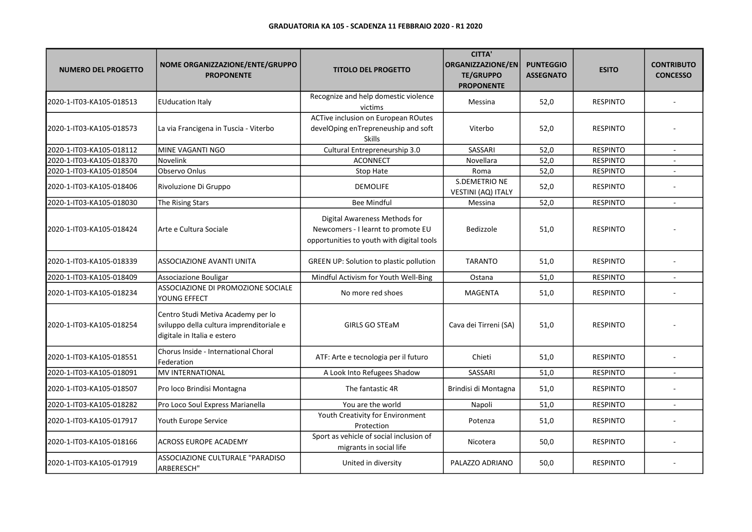**GRADUATORIA KA 105 - SCADENZA 11 FEBBRAIO 2020 - R1 2020**

| NUMERO DEL PROGETTO | NOME ORGANIZZAZIONE/ENTE/GRUPPO PROPONENTE | TITOLO DEL PROGETTO | CITTA' ORGANIZZAZIONE/ENTE/GRUPPO PROPONENTE | PUNTEGGIO ASSEGNATO | ESITO | CONTRIBUTO CONCESSO |
|---|---|---|---|---|---|---|
| 2020-1-IT03-KA105-018513 | EUducation Italy | Recognize and help domestic violence victims | Messina | 52,0 | RESPINTO | - |
| 2020-1-IT03-KA105-018573 | La via Francigena in Tuscia - Viterbo | ACTive inclusion on European ROutes develOping enTrepreneuship and soft Skills | Viterbo | 52,0 | RESPINTO | - |
| 2020-1-IT03-KA105-018112 | MINE VAGANTI NGO | Cultural Entrepreneurship 3.0 | SASSARI | 52,0 | RESPINTO | - |
| 2020-1-IT03-KA105-018370 | Novelink | ACONNECT | Novellara | 52,0 | RESPINTO | - |
| 2020-1-IT03-KA105-018504 | Observo Onlus | Stop Hate | Roma | 52,0 | RESPINTO | - |
| 2020-1-IT03-KA105-018406 | Rivoluzione Di Gruppo | DEMOLIFE | S.DEMETRIO NE VESTINI (AQ) ITALY | 52,0 | RESPINTO | - |
| 2020-1-IT03-KA105-018030 | The Rising Stars | Bee Mindful | Messina | 52,0 | RESPINTO | - |
| 2020-1-IT03-KA105-018424 | Arte e Cultura Sociale | Digital Awareness Methods for Newcomers - I learnt to promote EU opportunities to youth with digital tools | Bedizzole | 51,0 | RESPINTO | - |
| 2020-1-IT03-KA105-018339 | ASSOCIAZIONE AVANTI UNITA | GREEN UP: Solution to plastic pollution | TARANTO | 51,0 | RESPINTO | - |
| 2020-1-IT03-KA105-018409 | Associazione Bouligar | Mindful Activism for Youth Well-Bing | Ostana | 51,0 | RESPINTO | - |
| 2020-1-IT03-KA105-018234 | ASSOCIAZIONE DI PROMOZIONE SOCIALE YOUNG EFFECT | No more red shoes | MAGENTA | 51,0 | RESPINTO | - |
| 2020-1-IT03-KA105-018254 | Centro Studi Metiva Academy per lo sviluppo della cultura imprenditoriale e digitale in Italia e estero | GIRLS GO STEaM | Cava dei Tirreni (SA) | 51,0 | RESPINTO | - |
| 2020-1-IT03-KA105-018551 | Chorus Inside - International Choral Federation | ATF: Arte e tecnologia per il futuro | Chieti | 51,0 | RESPINTO | - |
| 2020-1-IT03-KA105-018091 | MV INTERNATIONAL | A Look Into Refugees Shadow | SASSARI | 51,0 | RESPINTO | - |
| 2020-1-IT03-KA105-018507 | Pro loco Brindisi Montagna | The fantastic 4R | Brindisi di Montagna | 51,0 | RESPINTO | - |
| 2020-1-IT03-KA105-018282 | Pro Loco Soul Express Marianella | You are the world | Napoli | 51,0 | RESPINTO | - |
| 2020-1-IT03-KA105-017917 | Youth Europe Service | Youth Creativity for Environment Protection | Potenza | 51,0 | RESPINTO | - |
| 2020-1-IT03-KA105-018166 | ACROSS EUROPE ACADEMY | Sport as vehicle of social inclusion of migrants in social life | Nicotera | 50,0 | RESPINTO | - |
| 2020-1-IT03-KA105-017919 | ASSOCIAZIONE CULTURALE "PARADISO ARBERESCH" | United in diversity | PALAZZO ADRIANO | 50,0 | RESPINTO | - |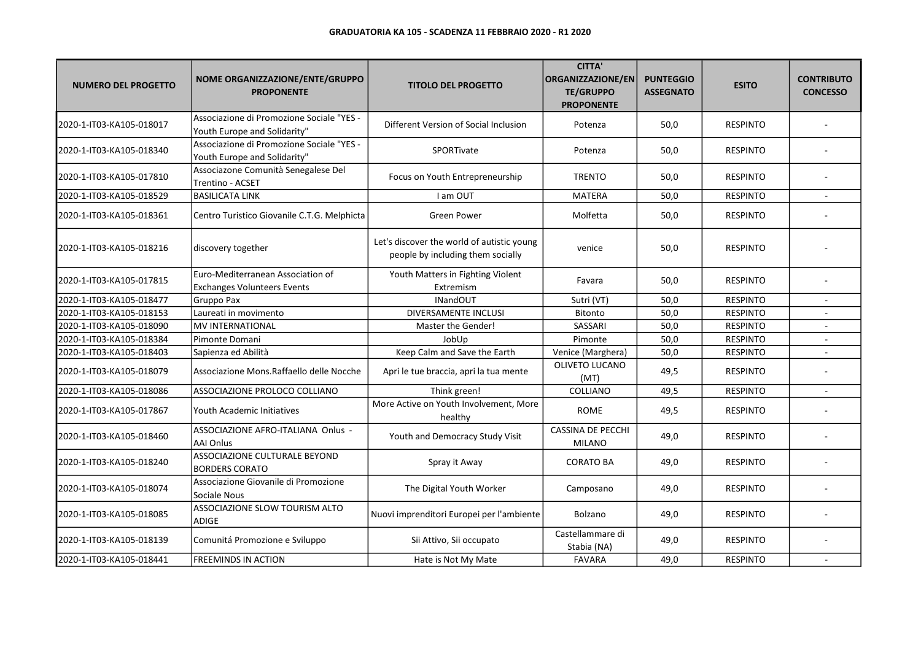**GRADUATORIA KA 105 - SCADENZA 11 FEBBRAIO 2020 - R1 2020**

| NUMERO DEL PROGETTO | NOME ORGANIZZAZIONE/ENTE/GRUPPO PROPONENTE | TITOLO DEL PROGETTO | CITTA' ORGANIZZAZIONE/ENTE/GRUPPO PROPONENTE | PUNTEGGIO ASSEGNATO | ESITO | CONTRIBUTO CONCESSO |
|---|---|---|---|---|---|---|
| 2020-1-IT03-KA105-018017 | Associazione di Promozione Sociale "YES - Youth Europe and Solidarity" | Different Version of Social Inclusion | Potenza | 50,0 | RESPINTO | - |
| 2020-1-IT03-KA105-018340 | Associazione di Promozione Sociale "YES - Youth Europe and Solidarity" | SPORTivate | Potenza | 50,0 | RESPINTO | - |
| 2020-1-IT03-KA105-017810 | Associazone Comunità Senegalese Del Trentino - ACSET | Focus on Youth Entrepreneurship | TRENTO | 50,0 | RESPINTO | - |
| 2020-1-IT03-KA105-018529 | BASILICATA LINK | I am OUT | MATERA | 50,0 | RESPINTO | - |
| 2020-1-IT03-KA105-018361 | Centro Turistico Giovanile C.T.G. Melphicta | Green Power | Molfetta | 50,0 | RESPINTO | - |
| 2020-1-IT03-KA105-018216 | discovery together | Let's discover the world of autistic young people by including them socially | venice | 50,0 | RESPINTO | - |
| 2020-1-IT03-KA105-017815 | Euro-Mediterranean Association of Exchanges Volunteers Events | Youth Matters in Fighting Violent Extremism | Favara | 50,0 | RESPINTO | - |
| 2020-1-IT03-KA105-018477 | Gruppo Pax | INandOUT | Sutri (VT) | 50,0 | RESPINTO | - |
| 2020-1-IT03-KA105-018153 | Laureati in movimento | DIVERSAMENTE INCLUSI | Bitonto | 50,0 | RESPINTO | - |
| 2020-1-IT03-KA105-018090 | MV INTERNATIONAL | Master the Gender! | SASSARI | 50,0 | RESPINTO | - |
| 2020-1-IT03-KA105-018384 | Pimonte Domani | JobUp | Pimonte | 50,0 | RESPINTO | - |
| 2020-1-IT03-KA105-018403 | Sapienza ed Abilità | Keep Calm and Save the Earth | Venice (Marghera) | 50,0 | RESPINTO | - |
| 2020-1-IT03-KA105-018079 | Associazione Mons.Raffaello delle Nocche | Apri le tue braccia, apri la tua mente | OLIVETO LUCANO (MT) | 49,5 | RESPINTO | - |
| 2020-1-IT03-KA105-018086 | ASSOCIAZIONE PROLOCO COLLIANO | Think green! | COLLIANO | 49,5 | RESPINTO | - |
| 2020-1-IT03-KA105-017867 | Youth Academic Initiatives | More Active on Youth Involvement, More healthy | ROME | 49,5 | RESPINTO | - |
| 2020-1-IT03-KA105-018460 | ASSOCIAZIONE AFRO-ITALIANA Onlus - AAI Onlus | Youth and Democracy Study Visit | CASSINA DE PECCHI MILANO | 49,0 | RESPINTO | - |
| 2020-1-IT03-KA105-018240 | ASSOCIAZIONE CULTURALE BEYOND BORDERS CORATO | Spray it Away | CORATO BA | 49,0 | RESPINTO | - |
| 2020-1-IT03-KA105-018074 | Associazione Giovanile di Promozione Sociale Nous | The Digital Youth Worker | Camposano | 49,0 | RESPINTO | - |
| 2020-1-IT03-KA105-018085 | ASSOCIAZIONE SLOW TOURISM ALTO ADIGE | Nuovi imprenditori Europei per l'ambiente | Bolzano | 49,0 | RESPINTO | - |
| 2020-1-IT03-KA105-018139 | Comunitá Promozione e Sviluppo | Sii Attivo, Sii occupato | Castellammare di Stabia (NA) | 49,0 | RESPINTO | - |
| 2020-1-IT03-KA105-018441 | FREEMINDS IN ACTION | Hate is Not My Mate | FAVARA | 49,0 | RESPINTO | - |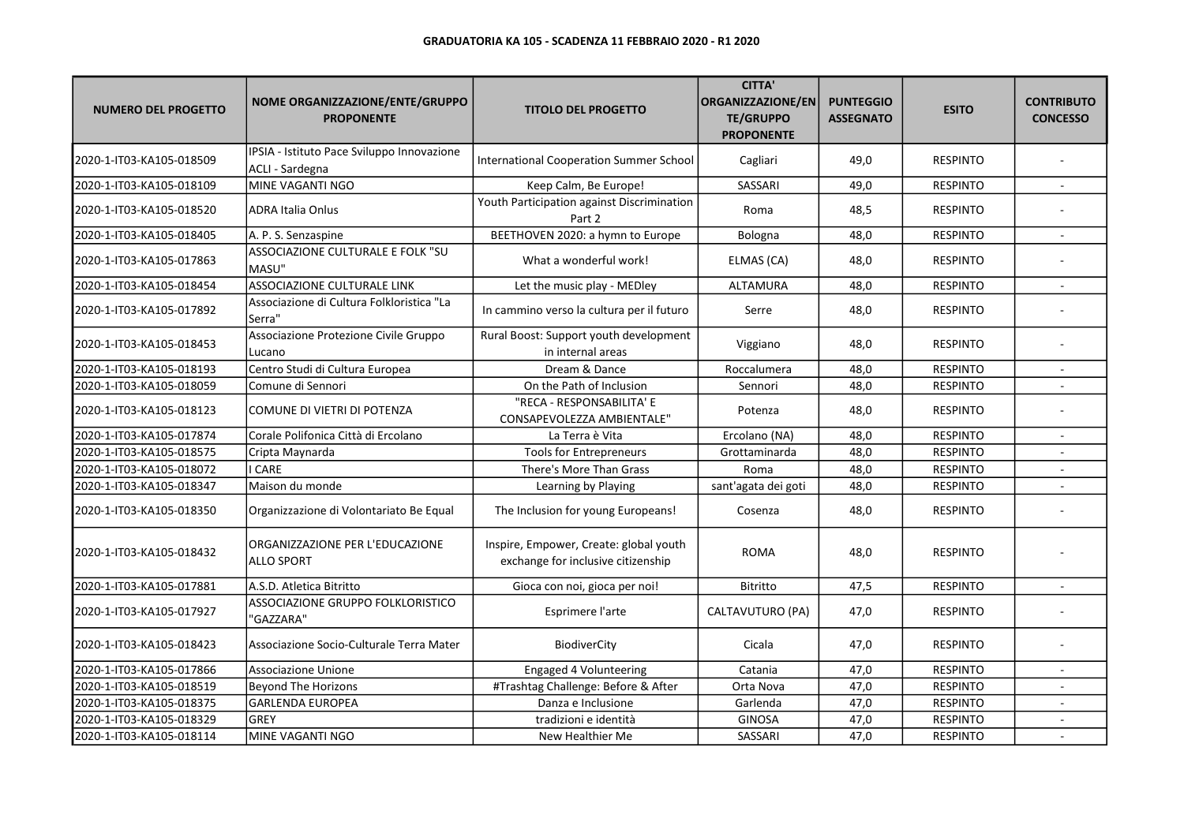**GRADUATORIA KA 105 - SCADENZA 11 FEBBRAIO 2020 - R1 2020**

| NUMERO DEL PROGETTO | NOME ORGANIZZAZIONE/ENTE/GRUPPO PROPONENTE | TITOLO DEL PROGETTO | CITTA' ORGANIZZAZIONE/ENTE/GRUPPO PROPONENTE | PUNTEGGIO ASSEGNATO | ESITO | CONTRIBUTO CONCESSO |
|---|---|---|---|---|---|---|
| 2020-1-IT03-KA105-018509 | IPSIA - Istituto Pace Sviluppo Innovazione ACLI - Sardegna | International Cooperation Summer School | Cagliari | 49,0 | RESPINTO | - |
| 2020-1-IT03-KA105-018109 | MINE VAGANTI NGO | Keep Calm, Be Europe! | SASSARI | 49,0 | RESPINTO | - |
| 2020-1-IT03-KA105-018520 | ADRA Italia Onlus | Youth Participation against Discrimination Part 2 | Roma | 48,5 | RESPINTO | - |
| 2020-1-IT03-KA105-018405 | A. P. S. Senzaspine | BEETHOVEN 2020: a hymn to Europe | Bologna | 48,0 | RESPINTO | - |
| 2020-1-IT03-KA105-017863 | ASSOCIAZIONE CULTURALE E FOLK "SU MASU" | What a wonderful work! | ELMAS (CA) | 48,0 | RESPINTO | - |
| 2020-1-IT03-KA105-018454 | ASSOCIAZIONE CULTURALE LINK | Let the music play - MEDley | ALTAMURA | 48,0 | RESPINTO | - |
| 2020-1-IT03-KA105-017892 | Associazione di Cultura Folkloristica "La Serra" | In cammino verso la cultura per il futuro | Serre | 48,0 | RESPINTO | - |
| 2020-1-IT03-KA105-018453 | Associazione Protezione Civile Gruppo Lucano | Rural Boost: Support youth development in internal areas | Viggiano | 48,0 | RESPINTO | - |
| 2020-1-IT03-KA105-018193 | Centro Studi di Cultura Europea | Dream & Dance | Roccalumera | 48,0 | RESPINTO | - |
| 2020-1-IT03-KA105-018059 | Comune di Sennori | On the Path of Inclusion | Sennori | 48,0 | RESPINTO | - |
| 2020-1-IT03-KA105-018123 | COMUNE DI VIETRI DI POTENZA | "RECA - RESPONSABILITA' E CONSAPEVOLEZZA AMBIENTALE" | Potenza | 48,0 | RESPINTO | - |
| 2020-1-IT03-KA105-017874 | Corale Polifonica Città di Ercolano | La Terra è Vita | Ercolano (NA) | 48,0 | RESPINTO | - |
| 2020-1-IT03-KA105-018575 | Cripta Maynarda | Tools for Entrepreneurs | Grottaminarda | 48,0 | RESPINTO | - |
| 2020-1-IT03-KA105-018072 | I CARE | There's More Than Grass | Roma | 48,0 | RESPINTO | - |
| 2020-1-IT03-KA105-018347 | Maison du monde | Learning by Playing | sant'agata dei goti | 48,0 | RESPINTO | - |
| 2020-1-IT03-KA105-018350 | Organizzazione di Volontariato Be Equal | The Inclusion for young Europeans! | Cosenza | 48,0 | RESPINTO | - |
| 2020-1-IT03-KA105-018432 | ORGANIZZAZIONE PER L'EDUCAZIONE ALLO SPORT | Inspire, Empower, Create: global youth exchange for inclusive citizenship | ROMA | 48,0 | RESPINTO | - |
| 2020-1-IT03-KA105-017881 | A.S.D. Atletica Bitritto | Gioca con noi, gioca per noi! | Bitritto | 47,5 | RESPINTO | - |
| 2020-1-IT03-KA105-017927 | ASSOCIAZIONE GRUPPO FOLKLORISTICO "GAZZARA" | Esprimere l'arte | CALTAVUTURO (PA) | 47,0 | RESPINTO | - |
| 2020-1-IT03-KA105-018423 | Associazione Socio-Culturale Terra Mater | BiodiverCity | Cicala | 47,0 | RESPINTO | - |
| 2020-1-IT03-KA105-017866 | Associazione Unione | Engaged 4 Volunteering | Catania | 47,0 | RESPINTO | - |
| 2020-1-IT03-KA105-018519 | Beyond The Horizons | #Trashtag Challenge: Before & After | Orta Nova | 47,0 | RESPINTO | - |
| 2020-1-IT03-KA105-018375 | GARLENDA EUROPEA | Danza e Inclusione | Garlenda | 47,0 | RESPINTO | - |
| 2020-1-IT03-KA105-018329 | GREY | tradizioni e identità | GINOSA | 47,0 | RESPINTO | - |
| 2020-1-IT03-KA105-018114 | MINE VAGANTI NGO | New Healthier Me | SASSARI | 47,0 | RESPINTO | - |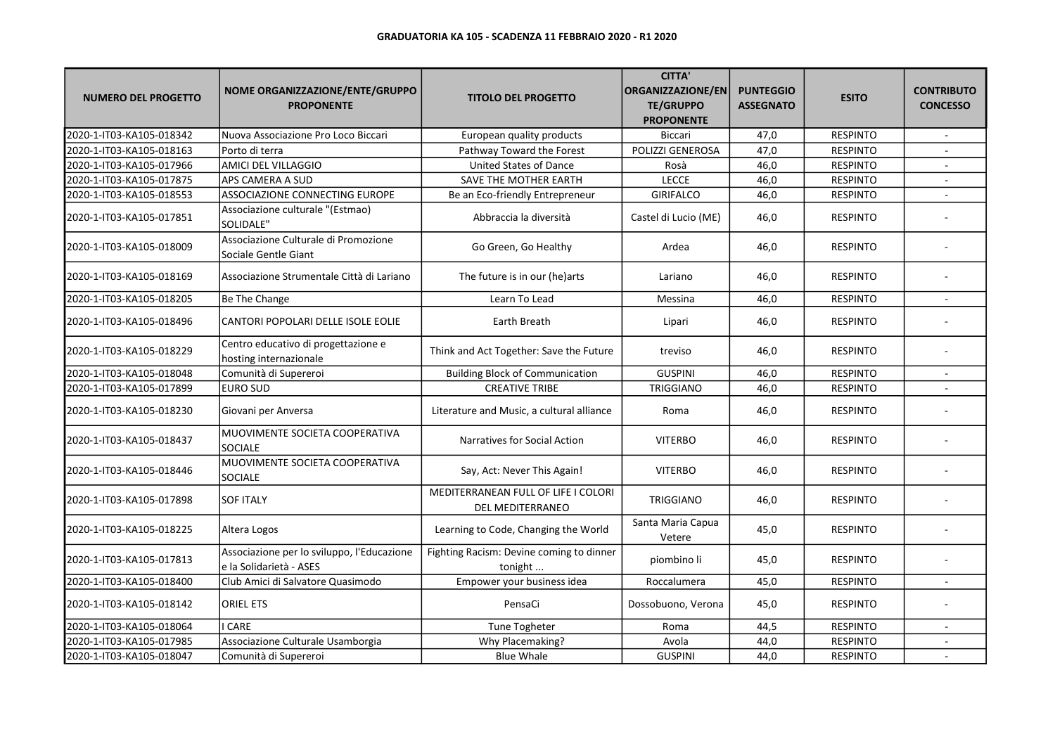**GRADUATORIA KA 105 - SCADENZA 11 FEBBRAIO 2020 - R1 2020**

| NUMERO DEL PROGETTO | NOME ORGANIZZAZIONE/ENTE/GRUPPO PROPONENTE | TITOLO DEL PROGETTO | CITTA' ORGANIZZAZIONE/ENTE/GRUPPO PROPONENTE | PUNTEGGIO ASSEGNATO | ESITO | CONTRIBUTO CONCESSO |
|---|---|---|---|---|---|---|
| 2020-1-IT03-KA105-018342 | Nuova Associazione Pro Loco Biccari | European quality products | Biccari | 47,0 | RESPINTO | - |
| 2020-1-IT03-KA105-018163 | Porto di terra | Pathway Toward the Forest | POLIZZI GENEROSA | 47,0 | RESPINTO | - |
| 2020-1-IT03-KA105-017966 | AMICI DEL VILLAGGIO | United States of Dance | Rosà | 46,0 | RESPINTO | - |
| 2020-1-IT03-KA105-017875 | APS CAMERA A SUD | SAVE THE MOTHER EARTH | LECCE | 46,0 | RESPINTO | - |
| 2020-1-IT03-KA105-018553 | ASSOCIAZIONE CONNECTING EUROPE | Be an Eco-friendly Entrepreneur | GIRIFALCO | 46,0 | RESPINTO | - |
| 2020-1-IT03-KA105-017851 | Associazione culturale "(Estmao) SOLIDALE" | Abbraccia la diversità | Castel di Lucio (ME) | 46,0 | RESPINTO | - |
| 2020-1-IT03-KA105-018009 | Associazione Culturale di Promozione Sociale Gentle Giant | Go Green, Go Healthy | Ardea | 46,0 | RESPINTO | - |
| 2020-1-IT03-KA105-018169 | Associazione Strumentale Città di Lariano | The future is in our (he)arts | Lariano | 46,0 | RESPINTO | - |
| 2020-1-IT03-KA105-018205 | Be The Change | Learn To Lead | Messina | 46,0 | RESPINTO | - |
| 2020-1-IT03-KA105-018496 | CANTORI POPOLARI DELLE ISOLE EOLIE | Earth Breath | Lipari | 46,0 | RESPINTO | - |
| 2020-1-IT03-KA105-018229 | Centro educativo di progettazione e hosting internazionale | Think and Act Together: Save the Future | treviso | 46,0 | RESPINTO | - |
| 2020-1-IT03-KA105-018048 | Comunità di Supereroi | Building Block of Communication | GUSPINI | 46,0 | RESPINTO | - |
| 2020-1-IT03-KA105-017899 | EURO SUD | CREATIVE TRIBE | TRIGGIANO | 46,0 | RESPINTO | - |
| 2020-1-IT03-KA105-018230 | Giovani per Anversa | Literature and Music, a cultural alliance | Roma | 46,0 | RESPINTO | - |
| 2020-1-IT03-KA105-018437 | MUOVIMENTE SOCIETA COOPERATIVA SOCIALE | Narratives for Social Action | VITERBO | 46,0 | RESPINTO | - |
| 2020-1-IT03-KA105-018446 | MUOVIMENTE SOCIETA COOPERATIVA SOCIALE | Say, Act: Never This Again! | VITERBO | 46,0 | RESPINTO | - |
| 2020-1-IT03-KA105-017898 | SOF ITALY | MEDITERRANEAN FULL OF LIFE I COLORI DEL MEDITERRANEO | TRIGGIANO | 46,0 | RESPINTO | - |
| 2020-1-IT03-KA105-018225 | Altera Logos | Learning to Code, Changing the World | Santa Maria Capua Vetere | 45,0 | RESPINTO | - |
| 2020-1-IT03-KA105-017813 | Associazione per lo sviluppo, l'Educazione e la Solidarietà - ASES | Fighting Racism: Devine coming to dinner tonight ... | piombino li | 45,0 | RESPINTO | - |
| 2020-1-IT03-KA105-018400 | Club Amici di Salvatore Quasimodo | Empower your business idea | Roccalumera | 45,0 | RESPINTO | - |
| 2020-1-IT03-KA105-018142 | ORIEL ETS | PensaCi | Dossobuono, Verona | 45,0 | RESPINTO | - |
| 2020-1-IT03-KA105-018064 | I CARE | Tune Togheter | Roma | 44,5 | RESPINTO | - |
| 2020-1-IT03-KA105-017985 | Associazione Culturale Usamborgia | Why Placemaking? | Avola | 44,0 | RESPINTO | - |
| 2020-1-IT03-KA105-018047 | Comunità di Supereroi | Blue Whale | GUSPINI | 44,0 | RESPINTO | - |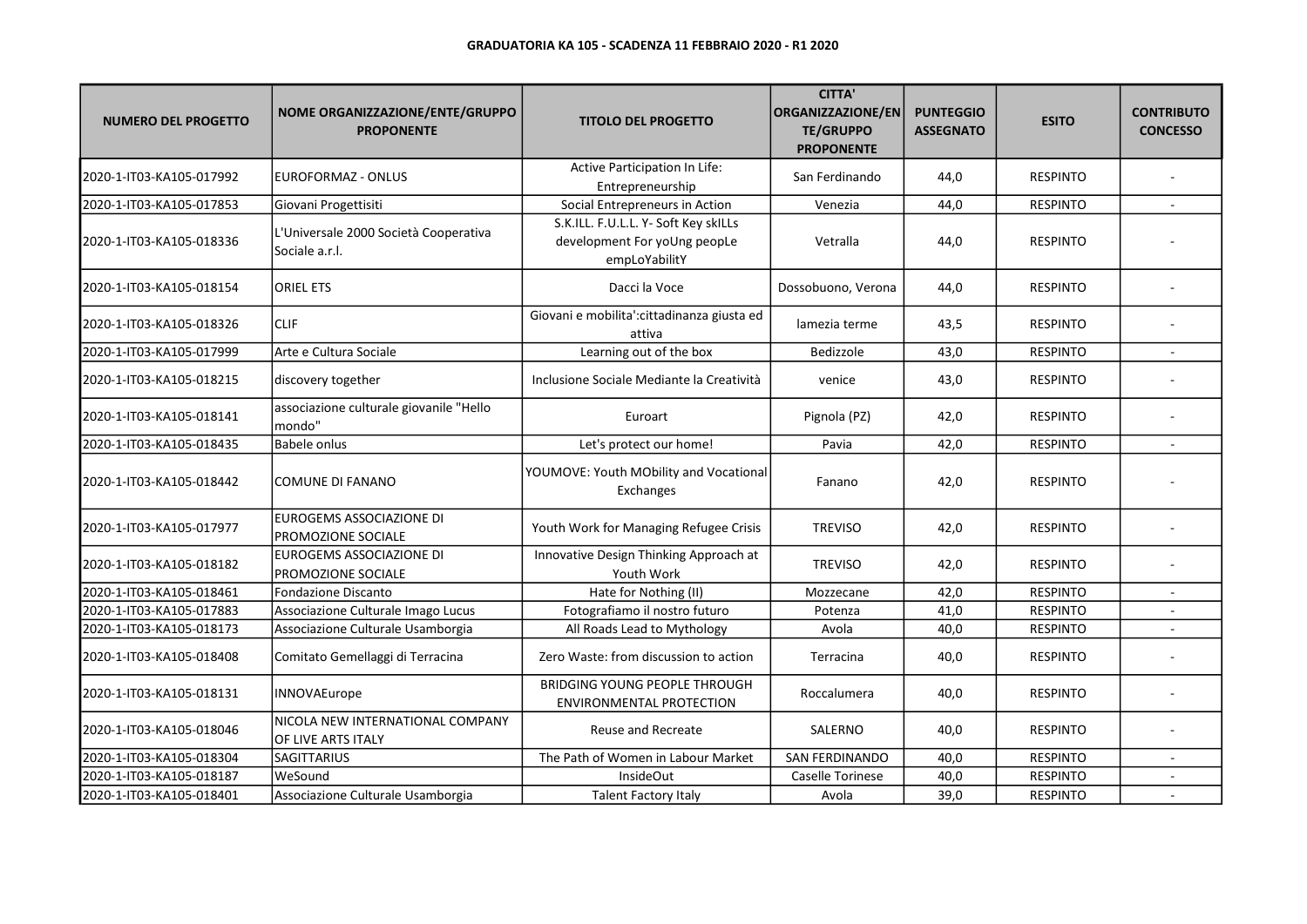**GRADUATORIA KA 105 - SCADENZA 11 FEBBRAIO 2020 - R1 2020**

| NUMERO DEL PROGETTO | NOME ORGANIZZAZIONE/ENTE/GRUPPO PROPONENTE | TITOLO DEL PROGETTO | CITTA' ORGANIZZAZIONE/ENTE/GRUPPO PROPONENTE | PUNTEGGIO ASSEGNATO | ESITO | CONTRIBUTO CONCESSO |
|---|---|---|---|---|---|---|
| 2020-1-IT03-KA105-017992 | EUROFORMAZ - ONLUS | Active Participation In Life: Entrepreneurship | San Ferdinando | 44,0 | RESPINTO | - |
| 2020-1-IT03-KA105-017853 | Giovani Progettisiti | Social Entrepreneurs in Action | Venezia | 44,0 | RESPINTO | - |
| 2020-1-IT03-KA105-018336 | L'Universale 2000 Società Cooperativa Sociale a.r.l. | S.K.ILL. F.U.L.L. Y- Soft Key skILLs development For yoUng peopLe empLoYabilitY | Vetralla | 44,0 | RESPINTO | - |
| 2020-1-IT03-KA105-018154 | ORIEL ETS | Dacci la Voce | Dossobuono, Verona | 44,0 | RESPINTO | - |
| 2020-1-IT03-KA105-018326 | CLIF | Giovani e mobilita':cittadinanza giusta ed attiva | lamezia terme | 43,5 | RESPINTO | - |
| 2020-1-IT03-KA105-017999 | Arte e Cultura Sociale | Learning out of the box | Bedizzole | 43,0 | RESPINTO | - |
| 2020-1-IT03-KA105-018215 | discovery together | Inclusione Sociale Mediante la Creatività | venice | 43,0 | RESPINTO | - |
| 2020-1-IT03-KA105-018141 | associazione culturale giovanile "Hello mondo" | Euroart | Pignola (PZ) | 42,0 | RESPINTO | - |
| 2020-1-IT03-KA105-018435 | Babele onlus | Let's protect our home! | Pavia | 42,0 | RESPINTO | - |
| 2020-1-IT03-KA105-018442 | COMUNE DI FANANO | YOUMOVE: Youth MObility and Vocational Exchanges | Fanano | 42,0 | RESPINTO | - |
| 2020-1-IT03-KA105-017977 | EUROGEMS ASSOCIAZIONE DI PROMOZIONE SOCIALE | Youth Work for Managing Refugee Crisis | TREVISO | 42,0 | RESPINTO | - |
| 2020-1-IT03-KA105-018182 | EUROGEMS ASSOCIAZIONE DI PROMOZIONE SOCIALE | Innovative Design Thinking Approach at Youth Work | TREVISO | 42,0 | RESPINTO | - |
| 2020-1-IT03-KA105-018461 | Fondazione Discanto | Hate for Nothing (II) | Mozzecane | 42,0 | RESPINTO | - |
| 2020-1-IT03-KA105-017883 | Associazione Culturale Imago Lucus | Fotografiamo il nostro futuro | Potenza | 41,0 | RESPINTO | - |
| 2020-1-IT03-KA105-018173 | Associazione Culturale Usamborgia | All Roads Lead to Mythology | Avola | 40,0 | RESPINTO | - |
| 2020-1-IT03-KA105-018408 | Comitato Gemellaggi di Terracina | Zero Waste: from discussion to action | Terracina | 40,0 | RESPINTO | - |
| 2020-1-IT03-KA105-018131 | INNOVAEurope | BRIDGING YOUNG PEOPLE THROUGH ENVIRONMENTAL PROTECTION | Roccalumera | 40,0 | RESPINTO | - |
| 2020-1-IT03-KA105-018046 | NICOLA NEW INTERNATIONAL COMPANY OF LIVE ARTS ITALY | Reuse and Recreate | SALERNO | 40,0 | RESPINTO | - |
| 2020-1-IT03-KA105-018304 | SAGITTARIUS | The Path of Women in Labour Market | SAN FERDINANDO | 40,0 | RESPINTO | - |
| 2020-1-IT03-KA105-018187 | WeSound | InsideOut | Caselle Torinese | 40,0 | RESPINTO | - |
| 2020-1-IT03-KA105-018401 | Associazione Culturale Usamborgia | Talent Factory Italy | Avola | 39,0 | RESPINTO | - |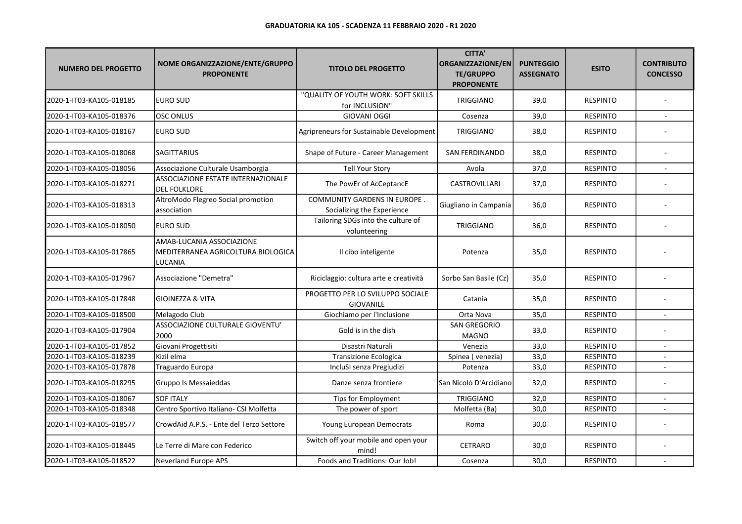**GRADUATORIA KA 105 - SCADENZA 11 FEBBRAIO 2020 - R1 2020**

| NUMERO DEL PROGETTO | NOME ORGANIZZAZIONE/ENTE/GRUPPO PROPONENTE | TITOLO DEL PROGETTO | CITTA' ORGANIZZAZIONE/ENTE/GRUPPO PROPONENTE | PUNTEGGIO ASSEGNATO | ESITO | CONTRIBUTO CONCESSO |
|---|---|---|---|---|---|---|
| 2020-1-IT03-KA105-018185 | EURO SUD | "QUALITY OF YOUTH WORK: SOFT SKILLS for INCLUSION" | TRIGGIANO | 39,0 | RESPINTO | - |
| 2020-1-IT03-KA105-018376 | OSC ONLUS | GIOVANI OGGI | Cosenza | 39,0 | RESPINTO | - |
| 2020-1-IT03-KA105-018167 | EURO SUD | Agripreneurs for Sustainable Development | TRIGGIANO | 38,0 | RESPINTO | - |
| 2020-1-IT03-KA105-018068 | SAGITTARIUS | Shape of Future - Career Management | SAN FERDINANDO | 38,0 | RESPINTO | - |
| 2020-1-IT03-KA105-018056 | Associazione Culturale Usamborgia | Tell Your Story | Avola | 37,0 | RESPINTO | - |
| 2020-1-IT03-KA105-018271 | ASSOCIAZIONE ESTATE INTERNAZIONALE DEL FOLKLORE | The PowEr of AcCeptancE | CASTROVILLARI | 37,0 | RESPINTO | - |
| 2020-1-IT03-KA105-018313 | AltroModo Flegreo Social promotion association | COMMUNITY GARDENS IN EUROPE . Socializing the Experience | Giugliano in Campania | 36,0 | RESPINTO | - |
| 2020-1-IT03-KA105-018050 | EURO SUD | Tailoring SDGs into the culture of volunteering | TRIGGIANO | 36,0 | RESPINTO | - |
| 2020-1-IT03-KA105-017865 | AMAB-LUCANIA ASSOCIAZIONE MEDITERRANEA AGRICOLTURA BIOLOGICA LUCANIA | Il cibo inteligente | Potenza | 35,0 | RESPINTO | - |
| 2020-1-IT03-KA105-017967 | Associazione "Demetra" | Riciclaggio: cultura arte e creatività | Sorbo San Basile (Cz) | 35,0 | RESPINTO | - |
| 2020-1-IT03-KA105-017848 | GIOINEZZA & VITA | PROGETTO PER LO SVILUPPO SOCIALE GIOVANILE | Catania | 35,0 | RESPINTO | - |
| 2020-1-IT03-KA105-018500 | Melagodo Club | Giochiamo per l'Inclusione | Orta Nova | 35,0 | RESPINTO | - |
| 2020-1-IT03-KA105-017904 | ASSOCIAZIONE CULTURALE GIOVENTU' 2000 | Gold is in the dish | SAN GREGORIO MAGNO | 33,0 | RESPINTO | - |
| 2020-1-IT03-KA105-017852 | Giovani Progettisiti | Disastri Naturali | Venezia | 33,0 | RESPINTO | - |
| 2020-1-IT03-KA105-018239 | Kizil elma | Transizione Ecologica | Spinea ( venezia) | 33,0 | RESPINTO | - |
| 2020-1-IT03-KA105-017878 | Traguardo Europa | IncluSI senza Pregiudizi | Potenza | 33,0 | RESPINTO | - |
| 2020-1-IT03-KA105-018295 | Gruppo Is Messaieddas | Danze senza frontiere | San Nicolò D'Arcidiano | 32,0 | RESPINTO | - |
| 2020-1-IT03-KA105-018067 | SOF ITALY | Tips for Employment | TRIGGIANO | 32,0 | RESPINTO | - |
| 2020-1-IT03-KA105-018348 | Centro Sportivo Italiano- CSI Molfetta | The power of sport | Molfetta (Ba) | 30,0 | RESPINTO | - |
| 2020-1-IT03-KA105-018577 | CrowdAid A.P.S. - Ente del Terzo Settore | Young European Democrats | Roma | 30,0 | RESPINTO | - |
| 2020-1-IT03-KA105-018445 | Le Terre di Mare con Federico | Switch off your mobile and open your mind! | CETRARO | 30,0 | RESPINTO | - |
| 2020-1-IT03-KA105-018522 | Neverland Europe APS | Foods and Traditions: Our Job! | Cosenza | 30,0 | RESPINTO | - |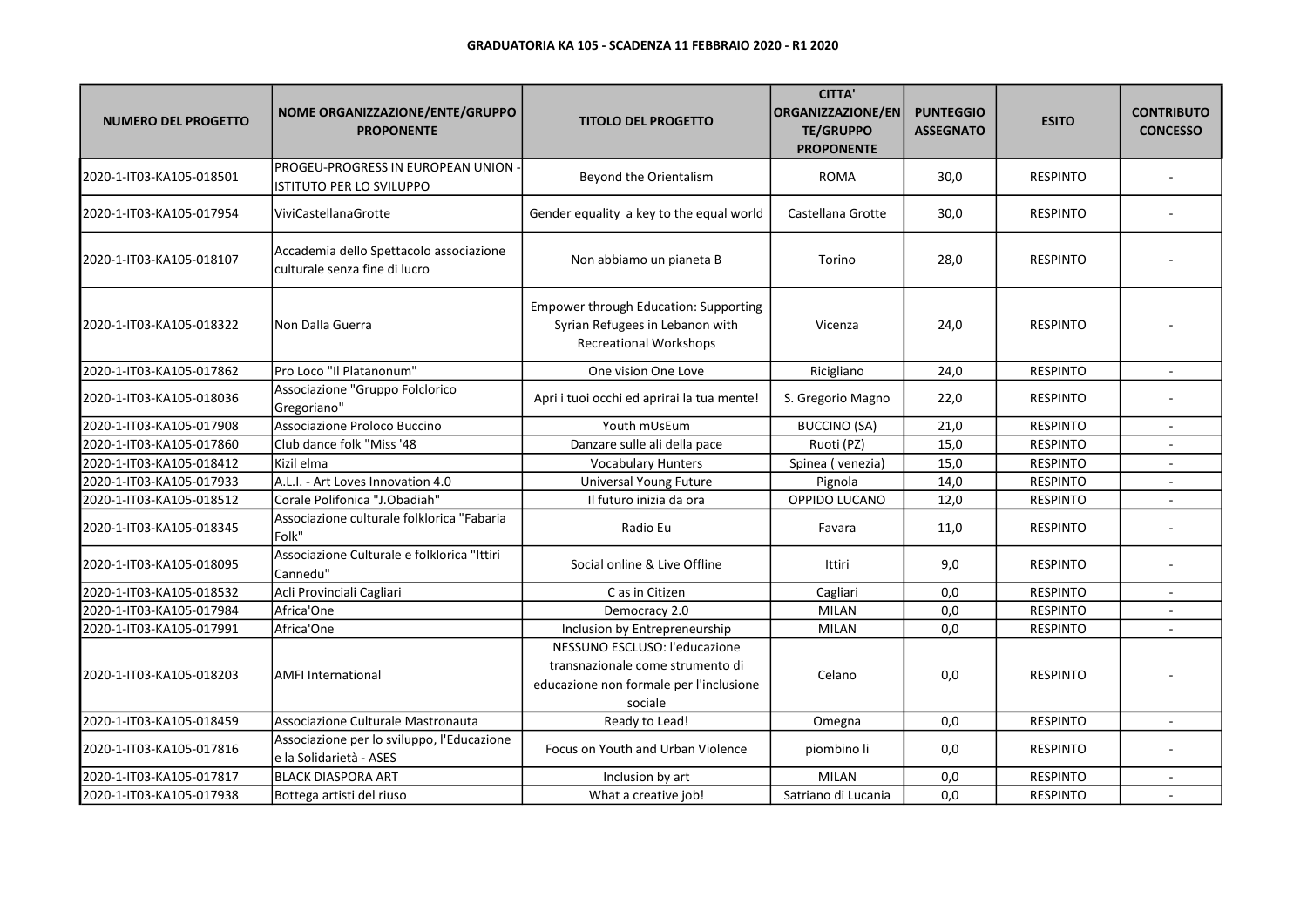**GRADUATORIA KA 105 - SCADENZA 11 FEBBRAIO 2020 - R1 2020**

| NUMERO DEL PROGETTO | NOME ORGANIZZAZIONE/ENTE/GRUPPO PROPONENTE | TITOLO DEL PROGETTO | CITTA' ORGANIZZAZIONE/ENTE/GRUPPO PROPONENTE | PUNTEGGIO ASSEGNATO | ESITO | CONTRIBUTO CONCESSO |
|---|---|---|---|---|---|---|
| 2020-1-IT03-KA105-018501 | PROGEU-PROGRESS IN EUROPEAN UNION - ISTITUTO PER LO SVILUPPO | Beyond the Orientalism | ROMA | 30,0 | RESPINTO | - |
| 2020-1-IT03-KA105-017954 | ViviCastellanaGrotte | Gender equality a key to the equal world | Castellana Grotte | 30,0 | RESPINTO | - |
| 2020-1-IT03-KA105-018107 | Accademia dello Spettacolo associazione culturale senza fine di lucro | Non abbiamo un pianeta B | Torino | 28,0 | RESPINTO | - |
| 2020-1-IT03-KA105-018322 | Non Dalla Guerra | Empower through Education: Supporting Syrian Refugees in Lebanon with Recreational Workshops | Vicenza | 24,0 | RESPINTO | - |
| 2020-1-IT03-KA105-017862 | Pro Loco "Il Platanonum" | One vision One Love | Ricigliano | 24,0 | RESPINTO | - |
| 2020-1-IT03-KA105-018036 | Associazione "Gruppo Folclorico Gregoriano" | Apri i tuoi occhi ed aprirai la tua mente! | S. Gregorio Magno | 22,0 | RESPINTO | - |
| 2020-1-IT03-KA105-017908 | Associazione Proloco Buccino | Youth mUsEum | BUCCINO (SA) | 21,0 | RESPINTO | - |
| 2020-1-IT03-KA105-017860 | Club dance folk "Miss '48 | Danzare sulle ali della pace | Ruoti (PZ) | 15,0 | RESPINTO | - |
| 2020-1-IT03-KA105-018412 | Kizil elma | Vocabulary Hunters | Spinea ( venezia) | 15,0 | RESPINTO | - |
| 2020-1-IT03-KA105-017933 | A.L.I. - Art Loves Innovation 4.0 | Universal Young Future | Pignola | 14,0 | RESPINTO | - |
| 2020-1-IT03-KA105-018512 | Corale Polifonica "J.Obadiah" | Il futuro inizia da ora | OPPIDO LUCANO | 12,0 | RESPINTO | - |
| 2020-1-IT03-KA105-018345 | Associazione culturale folklorica "Fabaria Folk" | Radio Eu | Favara | 11,0 | RESPINTO | - |
| 2020-1-IT03-KA105-018095 | Associazione Culturale e folklorica "Ittiri Cannedu" | Social online & Live Offline | Ittiri | 9,0 | RESPINTO | - |
| 2020-1-IT03-KA105-018532 | Acli Provinciali Cagliari | C as in Citizen | Cagliari | 0,0 | RESPINTO | - |
| 2020-1-IT03-KA105-017984 | Africa'One | Democracy 2.0 | MILAN | 0,0 | RESPINTO | - |
| 2020-1-IT03-KA105-017991 | Africa'One | Inclusion by Entrepreneurship | MILAN | 0,0 | RESPINTO | - |
| 2020-1-IT03-KA105-018203 | AMFI International | NESSUNO ESCLUSO: l'educazione transnazionale come strumento di educazione non formale per l'inclusione sociale | Celano | 0,0 | RESPINTO | - |
| 2020-1-IT03-KA105-018459 | Associazione Culturale Mastronauta | Ready to Lead! | Omegna | 0,0 | RESPINTO | - |
| 2020-1-IT03-KA105-017816 | Associazione per lo sviluppo, l'Educazione e la Solidarietà - ASES | Focus on Youth and Urban Violence | piombino li | 0,0 | RESPINTO | - |
| 2020-1-IT03-KA105-017817 | BLACK DIASPORA ART | Inclusion by art | MILAN | 0,0 | RESPINTO | - |
| 2020-1-IT03-KA105-017938 | Bottega artisti del riuso | What a creative job! | Satriano di Lucania | 0,0 | RESPINTO | - |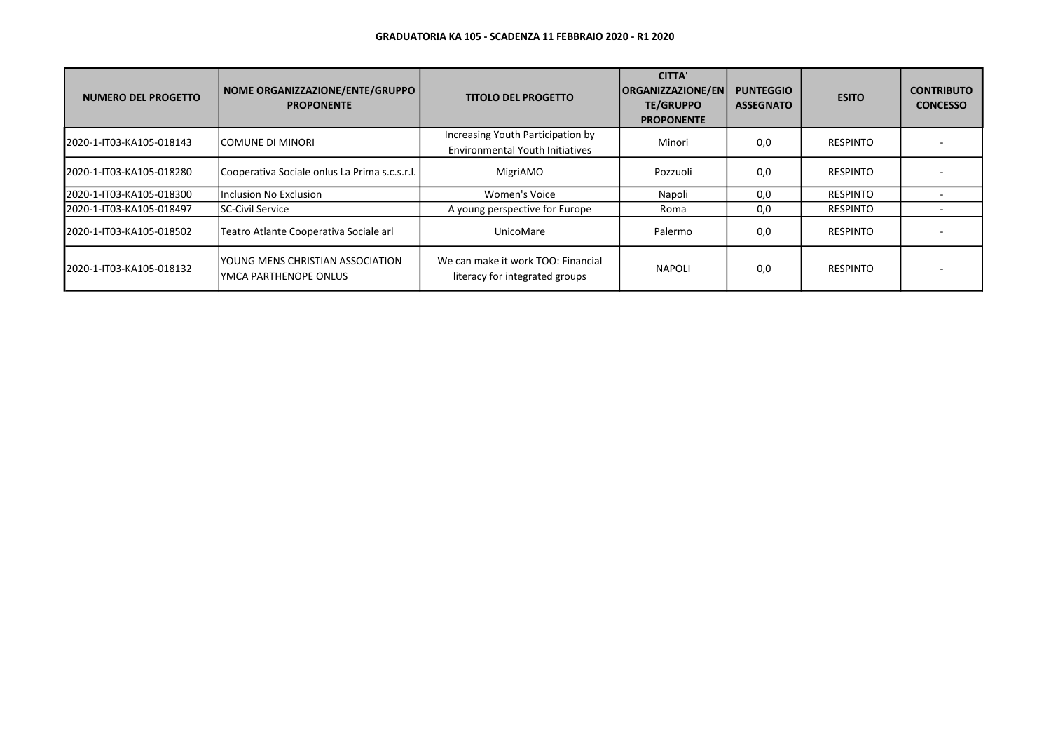**GRADUATORIA KA 105 - SCADENZA 11 FEBBRAIO 2020 - R1 2020**

| NUMERO DEL PROGETTO | NOME ORGANIZZAZIONE/ENTE/GRUPPO PROPONENTE | TITOLO DEL PROGETTO | CITTA' ORGANIZZAZIONE/ENTE/GRUPPO PROPONENTE | PUNTEGGIO ASSEGNATO | ESITO | CONTRIBUTO CONCESSO |
|---|---|---|---|---|---|---|
| 2020-1-IT03-KA105-018143 | COMUNE DI MINORI | Increasing Youth Participation by Environmental Youth Initiatives | Minori | 0,0 | RESPINTO | - |
| 2020-1-IT03-KA105-018280 | Cooperativa Sociale onlus La Prima s.c.s.r.l. | MigriAMO | Pozzuoli | 0,0 | RESPINTO | - |
| 2020-1-IT03-KA105-018300 | Inclusion No Exclusion | Women's Voice | Napoli | 0,0 | RESPINTO | - |
| 2020-1-IT03-KA105-018497 | SC-Civil Service | A young perspective for Europe | Roma | 0,0 | RESPINTO | - |
| 2020-1-IT03-KA105-018502 | Teatro Atlante Cooperativa Sociale arl | UnicoMare | Palermo | 0,0 | RESPINTO | - |
| 2020-1-IT03-KA105-018132 | YOUNG MENS CHRISTIAN ASSOCIATION YMCA PARTHENOPE ONLUS | We can make it work TOO: Financial literacy for integrated groups | NAPOLI | 0,0 | RESPINTO | - |